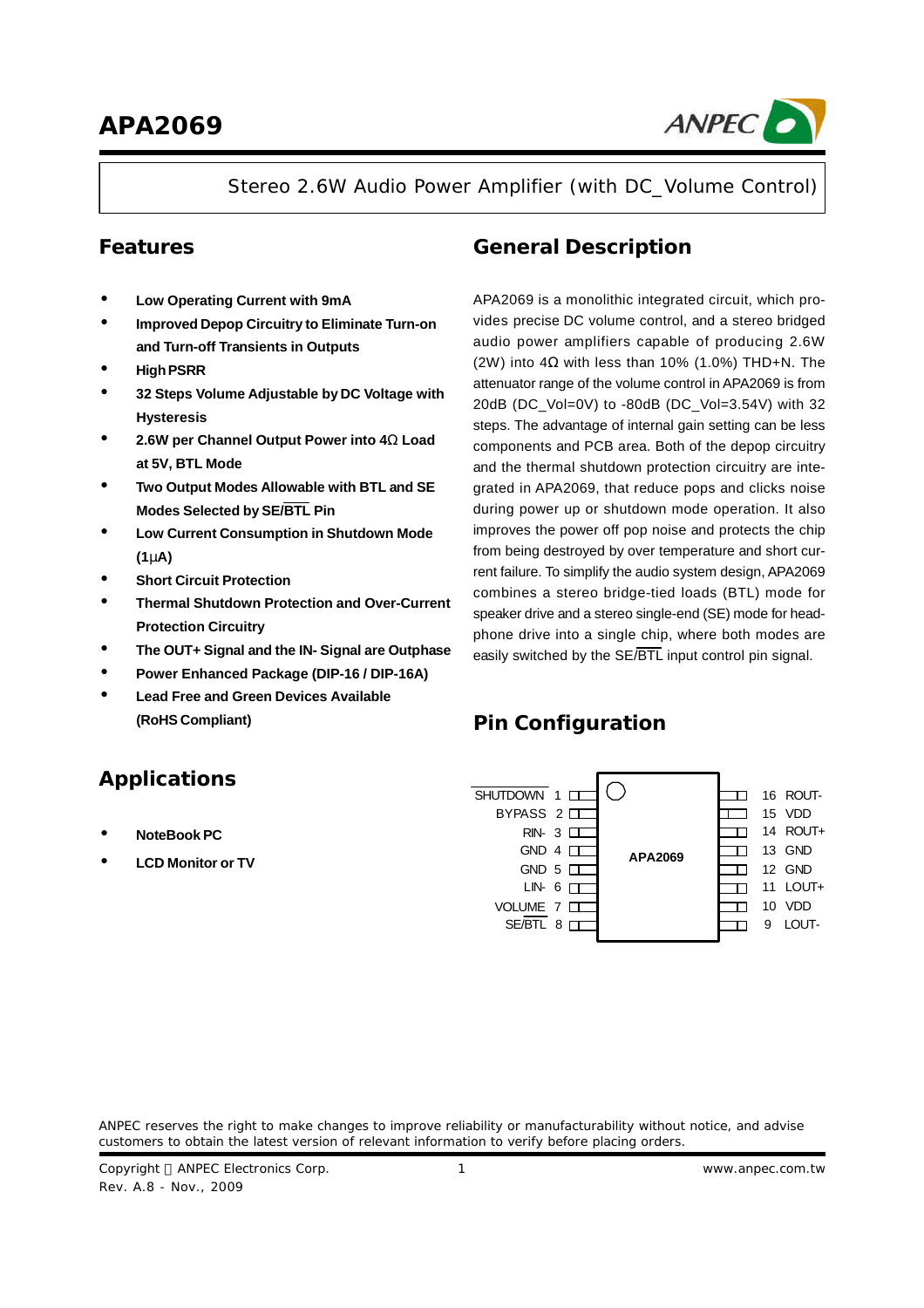# APA2069

Stereo 2.6W Audio Power Amplifier (with DC_Volume Control)

## Features

- **Low Operating Current with 9mA**
- **Improved Depop Circuitry to Eliminate Turn-on and Turn-off Transients in Outputs**
- **High PSRR**
- **32 Steps Volume Adjustable by DC Voltage with Hysteresis**
- **2.6W per Channel Output Power into 4Ω Load at 5V, BTL Mode**
- **Two Output Modes Allowable with BTL and SE Modes Selected by SE/$\overline{\text{BTL}}$ Pin**
- **Low Current Consumption in Shutdown Mode (1μA)**
- **Short Circuit Protection**
- **Thermal Shutdown Protection and Over-Current Protection Circuitry**
- **The OUT+ Signal and the IN- Signal are Outphase**
- **Power Enhanced Package (DIP-16 / DIP-16A)**
- **Lead Free and Green Devices Available (RoHS Compliant)**

## Applications

- **NoteBook PC**
- **LCD Monitor or TV**

## General Description

APA2069 is a monolithic integrated circuit, which provides precise DC volume control, and a stereo bridged audio power amplifiers capable of producing 2.6W (2W) into 4Ω with less than 10% (1.0%) THD+N. The attenuator range of the volume control in APA2069 is from 20dB (DC_Vol=0V) to -80dB (DC_Vol=3.54V) with 32 steps. The advantage of internal gain setting can be less components and PCB area. Both of the depop circuitry and the thermal shutdown protection circuitry are integrated in APA2069, that reduce pops and clicks noise during power up or shutdown mode operation. It also improves the power off pop noise and protects the chip from being destroyed by over temperature and short current failure. To simplify the audio system design, APA2069 combines a stereo bridge-tied loads (BTL) mode for speaker drive and a stereo single-end (SE) mode for headphone drive into a single chip, where both modes are easily switched by the SE/$\overline{\text{BTL}}$ input control pin signal.

## Pin Configuration

| Pin | Name | Pin | Name |
|---|---|---|---|
| 1 | $\overline{\text{SHUTDOWN}}$ | 16 | ROUT- |
| 2 | BYPASS | 15 | VDD |
| 3 | RIN- | 14 | ROUT+ |
| 4 | GND | 13 | GND |
| 5 | GND | 12 | GND |
| 6 | LIN- | 11 | LOUT+ |
| 7 | VOLUME | 10 | VDD |
| 8 | SE/$\overline{\text{BTL}}$ | 9 | LOUT- |

APA2069

ANPEC reserves the right to make changes to improve reliability or manufacturability without notice, and advise customers to obtain the latest version of relevant information to verify before placing orders.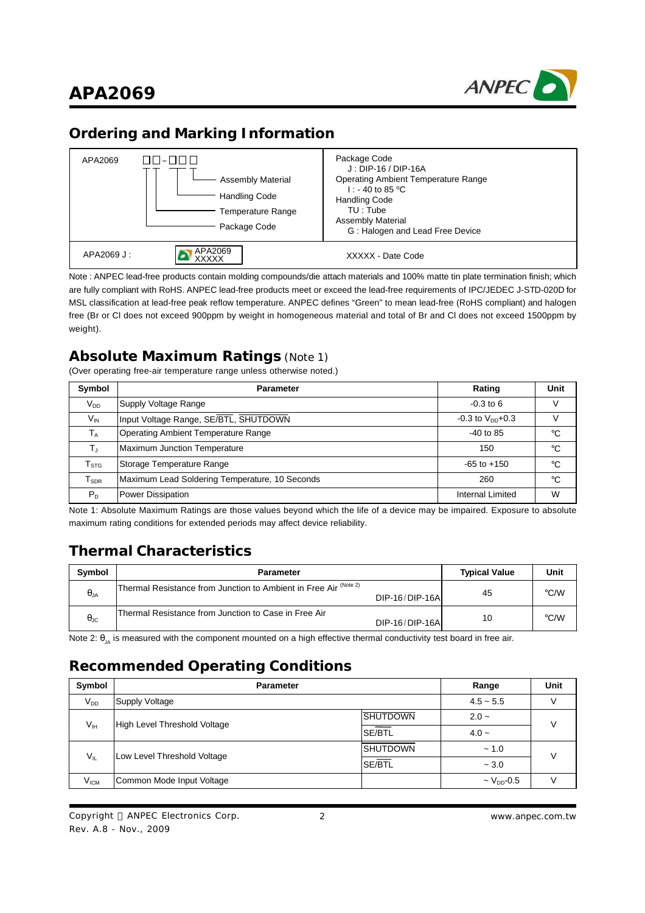## Ordering and Marking Information

| APA2069 □□-□□□ | Package Code<br>J : DIP-16 / DIP-16A<br>Operating Ambient Temperature Range<br>I : - 40 to 85 °C<br>Handling Code<br>TU : Tube<br>Assembly Material<br>G : Halogen and Lead Free Device |
|---|---|
| Assembly Material<br>Handling Code<br>Temperature Range<br>Package Code | |
| APA2069 J : APA2069 XXXXX | XXXXX - Date Code |

Note : ANPEC lead-free products contain molding compounds/die attach materials and 100% matte tin plate termination finish; which are fully compliant with RoHS. ANPEC lead-free products meet or exceed the lead-free requirements of IPC/JEDEC J-STD-020D for MSL classification at lead-free peak reflow temperature. ANPEC defines "Green" to mean lead-free (RoHS compliant) and halogen free (Br or Cl does not exceed 900ppm by weight in homogeneous material and total of Br and Cl does not exceed 1500ppm by weight).

## Absolute Maximum Ratings (Note 1)

(Over operating free-air temperature range unless otherwise noted.)

| Symbol | Parameter | Rating | Unit |
|---|---|---|---|
| $V_{DD}$ | Supply Voltage Range | -0.3 to 6 | V |
| $V_{IN}$ | Input Voltage Range, SE/$\overline{BTL}$, $\overline{SHUTDOWN}$ | -0.3 to $V_{DD}$+0.3 | V |
| $T_A$ | Operating Ambient Temperature Range | -40 to 85 | °C |
| $T_J$ | Maximum Junction Temperature | 150 | °C |
| $T_{STG}$ | Storage Temperature Range | -65 to +150 | °C |
| $T_{SDR}$ | Maximum Lead Soldering Temperature, 10 Seconds | 260 | °C |
| $P_D$ | Power Dissipation | Internal Limited | W |

Note 1: Absolute Maximum Ratings are those values beyond which the life of a device may be impaired. Exposure to absolute maximum rating conditions for extended periods may affect device reliability.

## Thermal Characteristics

| Symbol | Parameter | Typical Value | Unit |
|---|---|---|---|
| $\theta_{JA}$ | Thermal Resistance from Junction to Ambient in Free Air (Note 2) DIP-16/DIP-16A | 45 | °C/W |
| $\theta_{JC}$ | Thermal Resistance from Junction to Case in Free Air DIP-16/DIP-16A | 10 | °C/W |

Note 2: $\theta_{JA}$ is measured with the component mounted on a high effective thermal conductivity test board in free air.

## Recommended Operating Conditions

| Symbol | Parameter | | Range | Unit |
|---|---|---|---|---|
| $V_{DD}$ | Supply Voltage | | 4.5 ~ 5.5 | V |
| $V_{IH}$ | High Level Threshold Voltage | $\overline{SHUTDOWN}$ | 2.0 ~ | V |
| | | SE/$\overline{BTL}$ | 4.0 ~ | |
| $V_{IL}$ | Low Level Threshold Voltage | $\overline{SHUTDOWN}$ | ~ 1.0 | V |
| | | SE/$\overline{BTL}$ | ~ 3.0 | |
| $V_{ICM}$ | Common Mode Input Voltage | | ~ $V_{DD}$-0.5 | V |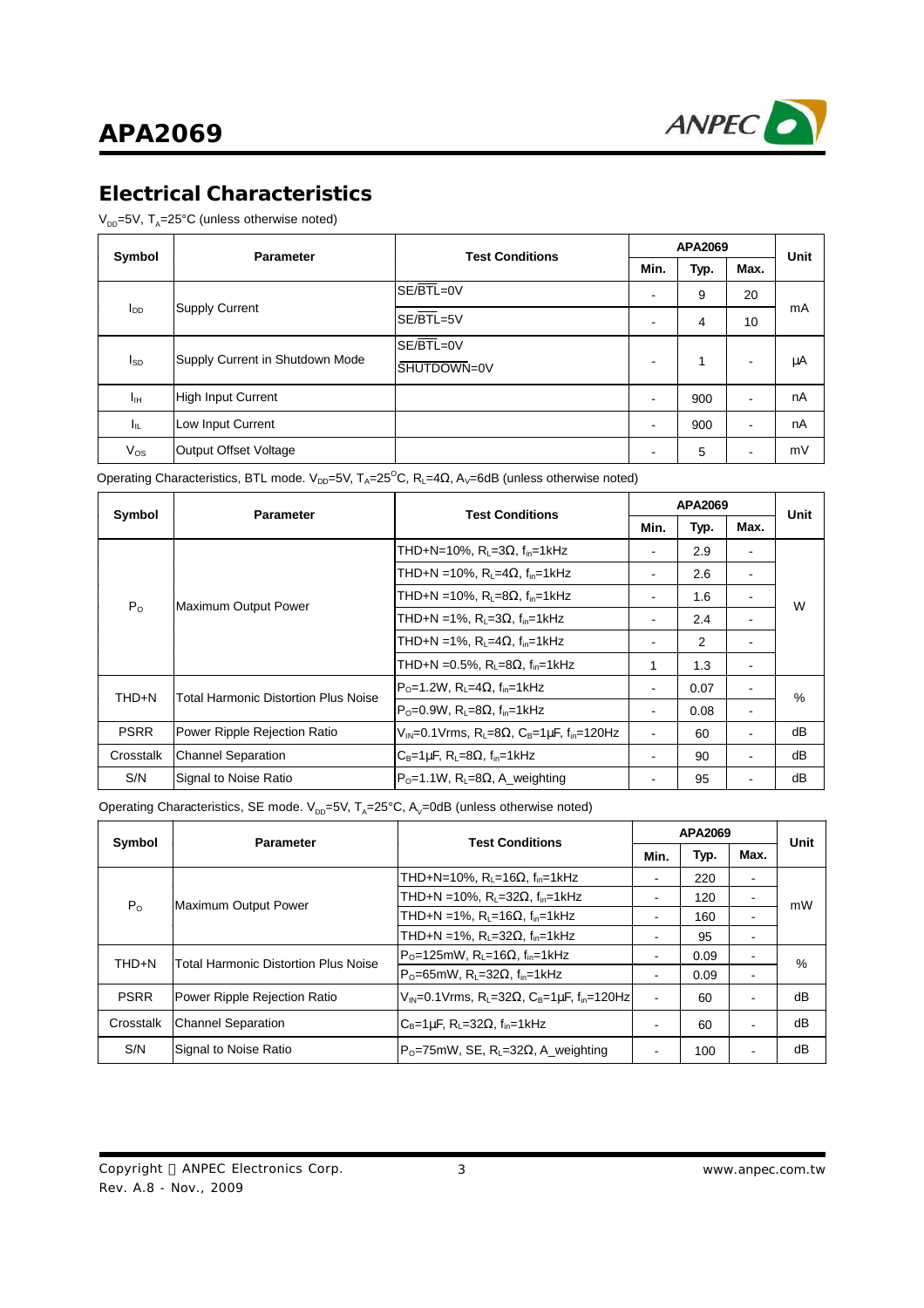## Electrical Characteristics

$V_{DD}$=5V, $T_A$=25°C (unless otherwise noted)

| Symbol | Parameter | Test Conditions | APA2069 | | | Unit |
|---|---|---|---|---|---|---|
| | | | Min. | Typ. | Max. | |
| $I_{DD}$ | Supply Current | SE/$\overline{BTL}$=0V | - | 9 | 20 | mA |
| | | SE/$\overline{BTL}$=5V | - | 4 | 10 | |
| $I_{SD}$ | Supply Current in Shutdown Mode | SE/$\overline{BTL}$=0V $\overline{SHUTDOWN}$=0V | - | 1 | - | μA |
| $I_{IH}$ | High Input Current | | - | 900 | - | nA |
| $I_{IL}$ | Low Input Current | | - | 900 | - | nA |
| $V_{OS}$ | Output Offset Voltage | | - | 5 | - | mV |

Operating Characteristics, BTL mode. $V_{DD}$=5V, $T_A$=25°C, $R_L$=4Ω, $A_V$=6dB (unless otherwise noted)

| Symbol | Parameter | Test Conditions | APA2069 | | | Unit |
|---|---|---|---|---|---|---|
| | | | Min. | Typ. | Max. | |
| $P_O$ | Maximum Output Power | THD+N=10%, $R_L$=3Ω, $f_{in}$=1kHz | - | 2.9 | - | W |
| | | THD+N =10%, $R_L$=4Ω, $f_{in}$=1kHz | - | 2.6 | - | |
| | | THD+N =10%, $R_L$=8Ω, $f_{in}$=1kHz | - | 1.6 | - | |
| | | THD+N =1%, $R_L$=3Ω, $f_{in}$=1kHz | - | 2.4 | - | |
| | | THD+N =1%, $R_L$=4Ω, $f_{in}$=1kHz | - | 2 | - | |
| | | THD+N =0.5%, $R_L$=8Ω, $f_{in}$=1kHz | 1 | 1.3 | - | |
| THD+N | Total Harmonic Distortion Plus Noise | $P_O$=1.2W, $R_L$=4Ω, $f_{in}$=1kHz | - | 0.07 | - | % |
| | | $P_O$=0.9W, $R_L$=8Ω, $f_{in}$=1kHz | - | 0.08 | - | |
| PSRR | Power Ripple Rejection Ratio | $V_{IN}$=0.1Vrms, $R_L$=8Ω, $C_B$=1μF, $f_{in}$=120Hz | - | 60 | - | dB |
| Crosstalk | Channel Separation | $C_B$=1μF, $R_L$=8Ω, $f_{in}$=1kHz | - | 90 | - | dB |
| S/N | Signal to Noise Ratio | $P_O$=1.1W, $R_L$=8Ω, A_weighting | - | 95 | - | dB |

Operating Characteristics, SE mode. $V_{DD}$=5V, $T_A$=25°C, $A_V$=0dB (unless otherwise noted)

| Symbol | Parameter | Test Conditions | APA2069 | | | Unit |
|---|---|---|---|---|---|---|
| | | | Min. | Typ. | Max. | |
| $P_O$ | Maximum Output Power | THD+N=10%, $R_L$=16Ω, $f_{in}$=1kHz | - | 220 | - | mW |
| | | THD+N =10%, $R_L$=32Ω, $f_{in}$=1kHz | - | 120 | - | |
| | | THD+N =1%, $R_L$=16Ω, $f_{in}$=1kHz | - | 160 | - | |
| | | THD+N =1%, $R_L$=32Ω, $f_{in}$=1kHz | - | 95 | - | |
| THD+N | Total Harmonic Distortion Plus Noise | $P_O$=125mW, $R_L$=16Ω, $f_{in}$=1kHz | - | 0.09 | - | % |
| | | $P_O$=65mW, $R_L$=32Ω, $f_{in}$=1kHz | - | 0.09 | - | |
| PSRR | Power Ripple Rejection Ratio | $V_{IN}$=0.1Vrms, $R_L$=32Ω, $C_B$=1μF, $f_{in}$=120Hz | - | 60 | - | dB |
| Crosstalk | Channel Separation | $C_B$=1μF, $R_L$=32Ω, $f_{in}$=1kHz | - | 60 | - | dB |
| S/N | Signal to Noise Ratio | $P_O$=75mW, SE, $R_L$=32Ω, A_weighting | - | 100 | - | dB |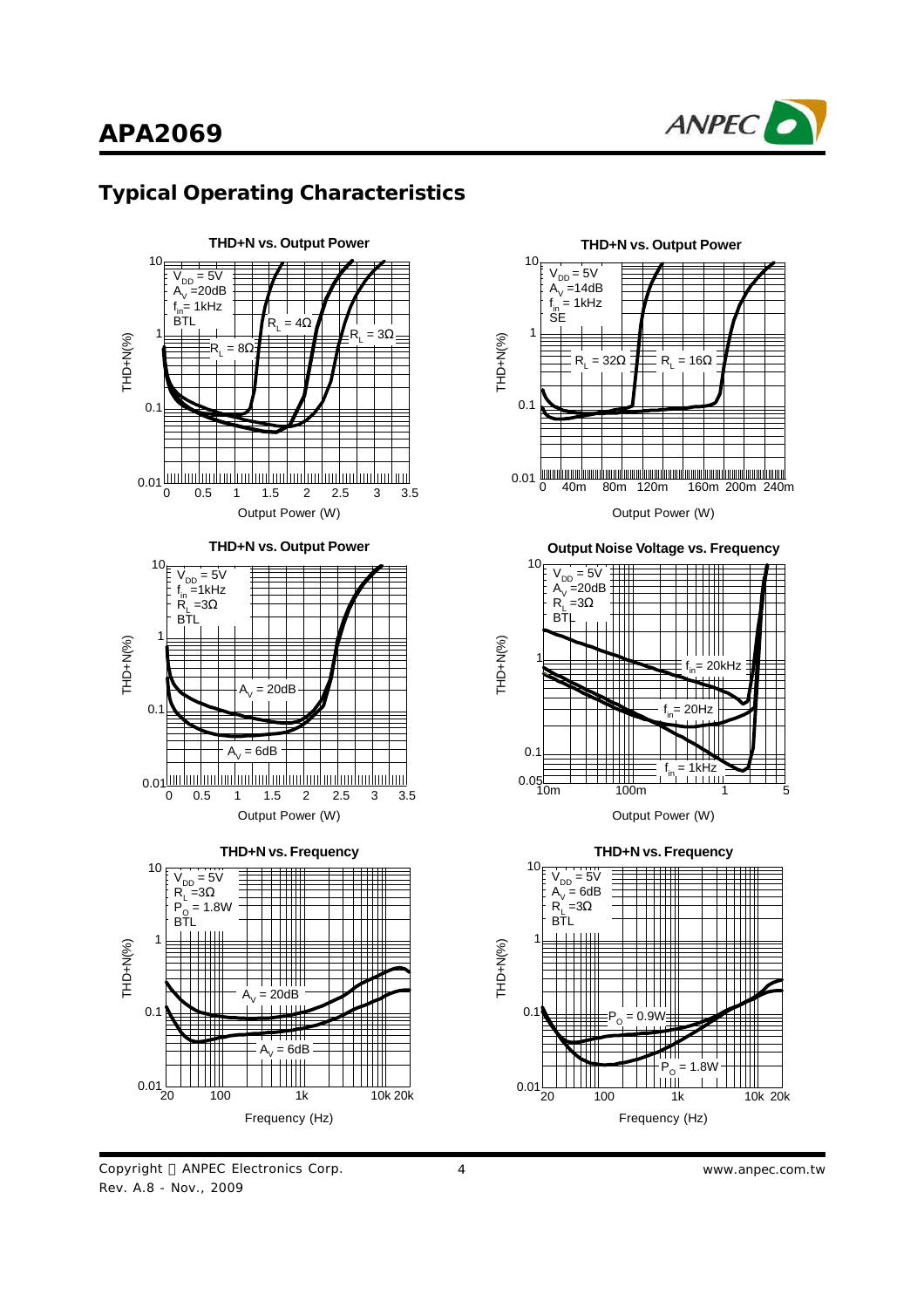## Typical Operating Characteristics

**THD+N vs. Output Power**

$V_{DD}$ = 5V
$A_V$ =20dB
$f_{in}$= 1kHz
BTL

$R_L$ = 8Ω, $R_L$ = 4Ω, $R_L$ = 3Ω

THD+N(%) vs. Output Power (W)

**THD+N vs. Output Power**

$V_{DD}$ = 5V
$A_V$ =14dB
$f_{in}$ = 1kHz
SE

$R_L$ = 32Ω, $R_L$ = 16Ω

THD+N(%) vs. Output Power (W)

**THD+N vs. Output Power**

$V_{DD}$ = 5V
$f_{in}$ =1kHz
$R_L$ =3Ω
BTL

$A_V$ = 20dB, $A_V$ = 6dB

THD+N(%) vs. Output Power (W)

**Output Noise Voltage vs. Frequency**

$V_{DD}$ = 5V
$A_V$ =20dB
$R_L$ =3Ω
BTL

$f_{in}$= 20kHz, $f_{in}$ = 20Hz, $f_{in}$ = 1kHz

THD+N(%) vs. Output Power (W)

**THD+N vs. Frequency**

$V_{DD}$ = 5V
$R_L$ =3Ω
$P_O$ = 1.8W
BTL

$A_V$ = 20dB, $A_V$ = 6dB

THD+N(%) vs. Frequency (Hz)

**THD+N vs. Frequency**

$V_{DD}$ = 5V
$A_V$ = 6dB
$R_L$ =3Ω
BTL

$P_O$ = 0.9W, $P_O$ = 1.8W

THD+N(%) vs. Frequency (Hz)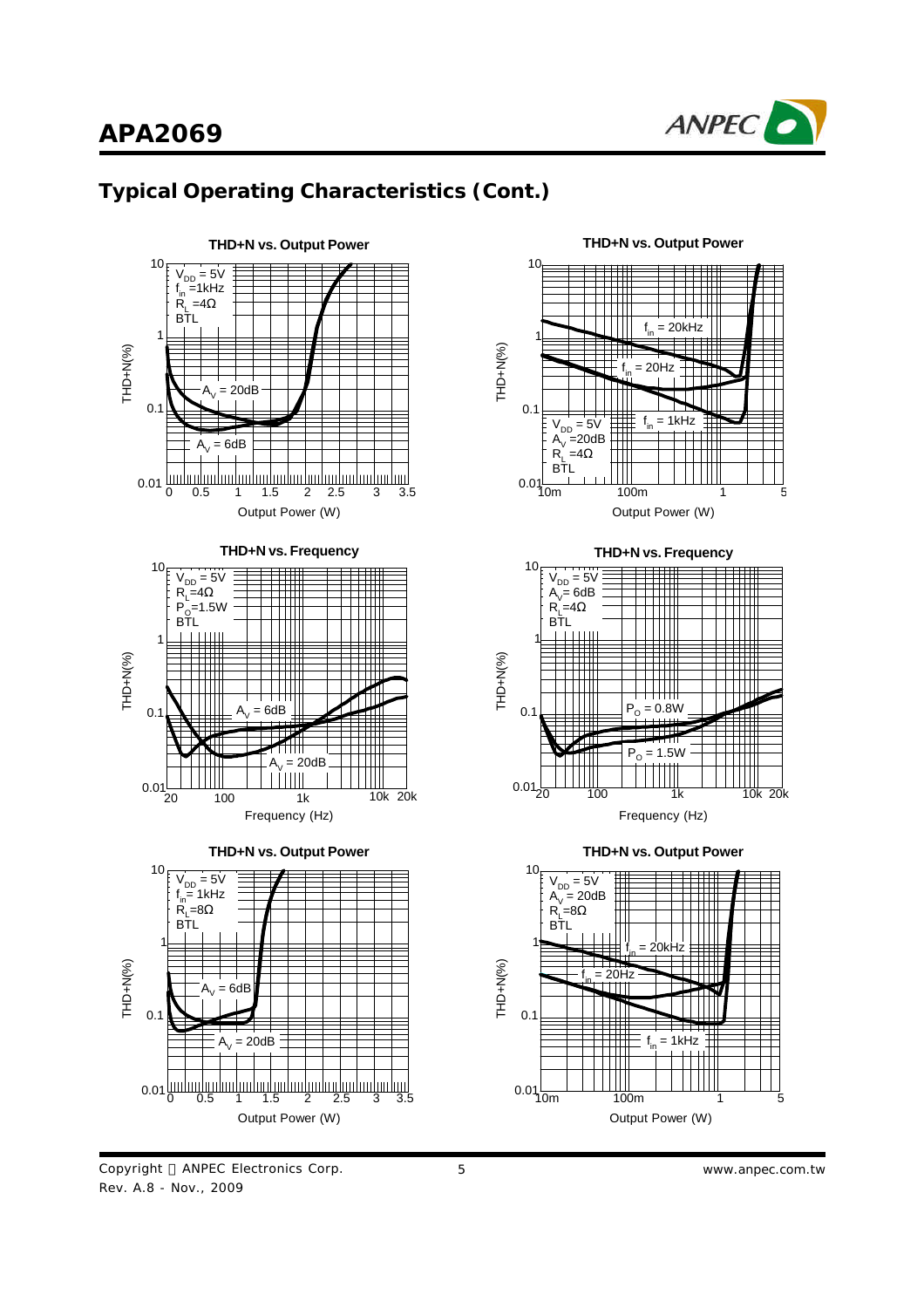## Typical Operating Characteristics (Cont.)

**THD+N vs. Output Power**

$V_{DD}$ = 5V, $f_{in}$ = 1kHz, $R_L$ = 4Ω, BTL

$A_V$ = 20dB, $A_V$ = 6dB

THD+N(%) vs. Output Power (W)

**THD+N vs. Output Power**

$V_{DD}$ = 5V, $A_V$ = 20dB, $R_L$ = 4Ω, BTL

$f_{in}$ = 20kHz, $f_{in}$ = 20Hz, $f_{in}$ = 1kHz

THD+N(%) vs. Output Power (W)

**THD+N vs. Frequency**

$V_{DD}$ = 5V, $R_L$ = 4Ω, $P_O$ = 1.5W, BTL

$A_V$ = 6dB, $A_V$ = 20dB

THD+N(%) vs. Frequency (Hz)

**THD+N vs. Frequency**

$V_{DD}$ = 5V, $A_V$ = 6dB, $R_L$ = 4Ω, BTL

$P_O$ = 0.8W, $P_O$ = 1.5W

THD+N(%) vs. Frequency (Hz)

**THD+N vs. Output Power**

$V_{DD}$ = 5V, $f_{in}$ = 1kHz, $R_L$ = 8Ω, BTL

$A_V$ = 6dB, $A_V$ = 20dB

THD+N(%) vs. Output Power (W)

**THD+N vs. Output Power**

$V_{DD}$ = 5V, $A_V$ = 20dB, $R_L$ = 8Ω, BTL

$f_{in}$ = 20kHz, $f_{in}$ = 20Hz, $f_{in}$ = 1kHz

THD+N(%) vs. Output Power (W)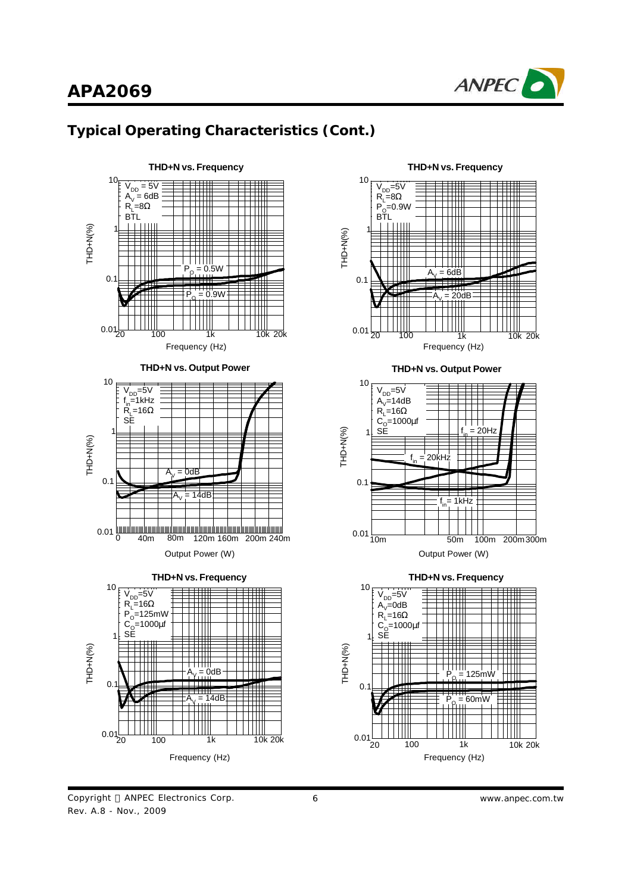## Typical Operating Characteristics (Cont.)

**THD+N vs. Frequency**

$V_{DD}$ = 5V
$A_V$ = 6dB
$R_L$=8Ω
BTL

$P_O$ = 0.5W
$P_O$ = 0.9W

THD+N(%)
Frequency (Hz)

**THD+N vs. Frequency**

$V_{DD}$=5V
$R_L$=8Ω
$P_O$=0.9W
BTL

$A_V$ = 6dB
$A_V$ = 20dB

THD+N(%)
Frequency (Hz)

**THD+N vs. Output Power**

$V_{DD}$=5V
$f_{in}$=1kHz
$R_L$=16Ω
SE

$A_V$ = 0dB
$A_V$ = 14dB

THD+N(%)
Output Power (W)

**THD+N vs. Output Power**

$V_{DD}$=5V
$A_V$=14dB
$R_L$=16Ω
$C_O$=1000µf
SE

$f_{in}$ = 20Hz
$f_{in}$ = 20kHz
$f_{in}$ = 1kHz

THD+N(%)
Output Power (W)

**THD+N vs. Frequency**

$V_{DD}$=5V
$R_L$=16Ω
$P_O$=125mW
$C_O$=1000µf
SE

$A_V$ = 0dB
$A_V$ = 14dB

THD+N(%)
Frequency (Hz)

**THD+N vs. Frequency**

$V_{DD}$=5V
$A_V$=0dB
$R_L$=16Ω
$C_O$=1000µf
SE

$P_O$ = 125mW
$P_O$ = 60mW

THD+N(%)
Frequency (Hz)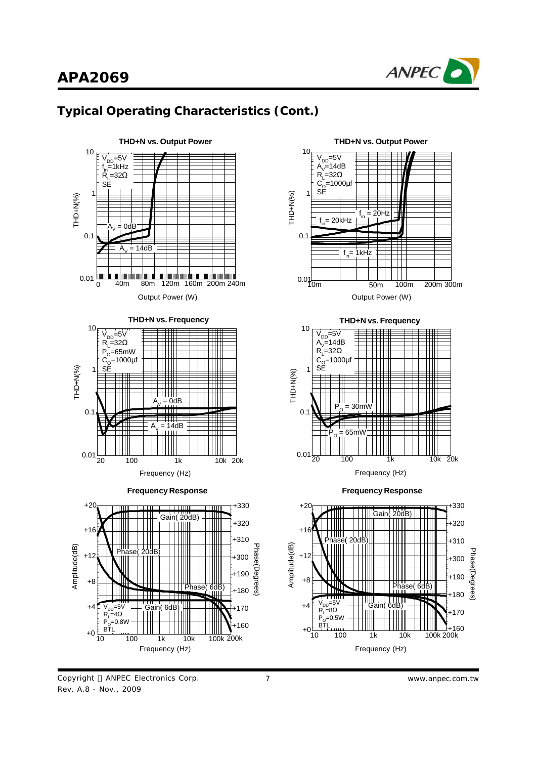## Typical Operating Characteristics (Cont.)

**THD+N vs. Output Power**

$V_{DD}$=5V
$f_{in}$=1kHz
$R_L$=32Ω
SE

$A_V$ = 0dB
$A_V$ = 14dB

THD+N(%)
Output Power (W)

**THD+N vs. Output Power**

$V_{DD}$=5V
$A_V$=14dB
$R_L$=32Ω
$C_O$=1000μf
SE

$f_{in}$ = 20Hz
$f_{in}$ = 20kHz
$f_{in}$ = 1kHz

THD+N(%)
Output Power (W)

**THD+N vs. Frequency**

$V_{DD}$=5V
$R_L$=32Ω
$P_O$=65mW
$C_O$=1000μf
SE

$A_V$ = 0dB
$A_V$ = 14dB

THD+N(%)
Frequency (Hz)

**THD+N vs. Frequency**

$V_{DD}$=5V
$A_V$=14dB
$R_L$=32Ω
$C_O$=1000μf
SE

$P_O$ = 30mW
$P_O$ = 65mW

THD+N(%)
Frequency (Hz)

**Frequency Response**

$V_{DD}$=5V
$R_L$=4Ω
$P_O$=0.8W
BTL

Gain( 20dB)
Phase( 20dB)
Phase( 6dB)
Gain( 6dB)

Amplitude(dB)
Phase(Degrees)
Frequency (Hz)

**Frequency Response**

$V_{DD}$=5V
$R_L$=8Ω
$P_O$=0.5W
BTL

Gain( 20dB)
Phase( 20dB)
Phase( 6dB)
Gain( 6dB)

Amplitude(dB)
Phase(Degrees)
Frequency (Hz)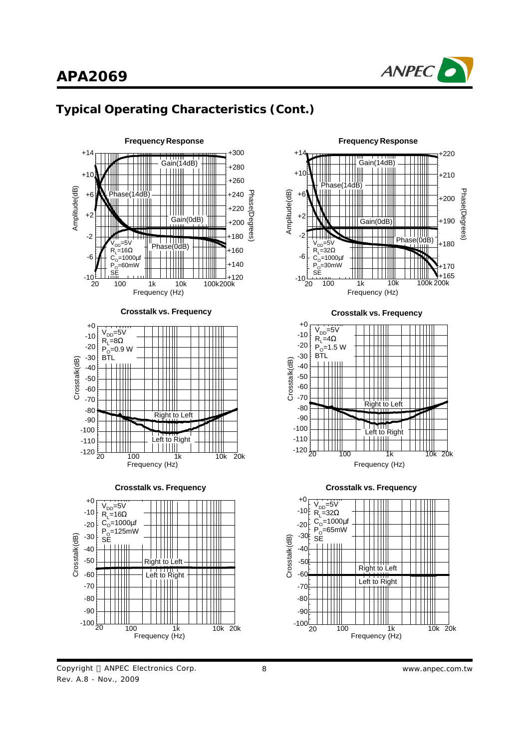## Typical Operating Characteristics (Cont.)

**Frequency Response**

Gain(14dB), Phase(14dB), Gain(0dB), Phase(0dB)

$V_{DD}$=5V
$R_L$=16Ω
$C_O$=1000μf
$P_O$=60mW
SE

Amplitude(dB) / Phase(Degrees) vs. Frequency (Hz)

**Frequency Response**

Gain(14dB), Phase(14dB), Gain(0dB), Phase(0dB)

$V_{DD}$=5V
$R_L$=32Ω
$C_O$=1000μf
$P_O$=30mW
SE

Amplitude(dB) / Phase(Degrees) vs. Frequency (Hz)

**Crosstalk vs. Frequency**

$V_{DD}$=5V
$R_L$=8Ω
$P_O$=0.9 W
BTL

Right to Left, Left to Right

Crosstalk(dB) vs. Frequency (Hz)

**Crosstalk vs. Frequency**

$V_{DD}$=5V
$R_L$=4Ω
$P_O$=1.5 W
BTL

Right to Left, Left to Right

Crosstalk(dB) vs. Frequency (Hz)

**Crosstalk vs. Frequency**

$V_{DD}$=5V
$R_L$=16Ω
$C_O$=1000μf
$P_O$=125mW
SE

Right to Left, Left to Right

Crosstalk(dB) vs. Frequency (Hz)

**Crosstalk vs. Frequency**

$V_{DD}$=5V
$R_L$=32Ω
$C_O$=1000μf
$P_O$=65mW
SE

Right to Left, Left to Right

Crosstalk(dB) vs. Frequency (Hz)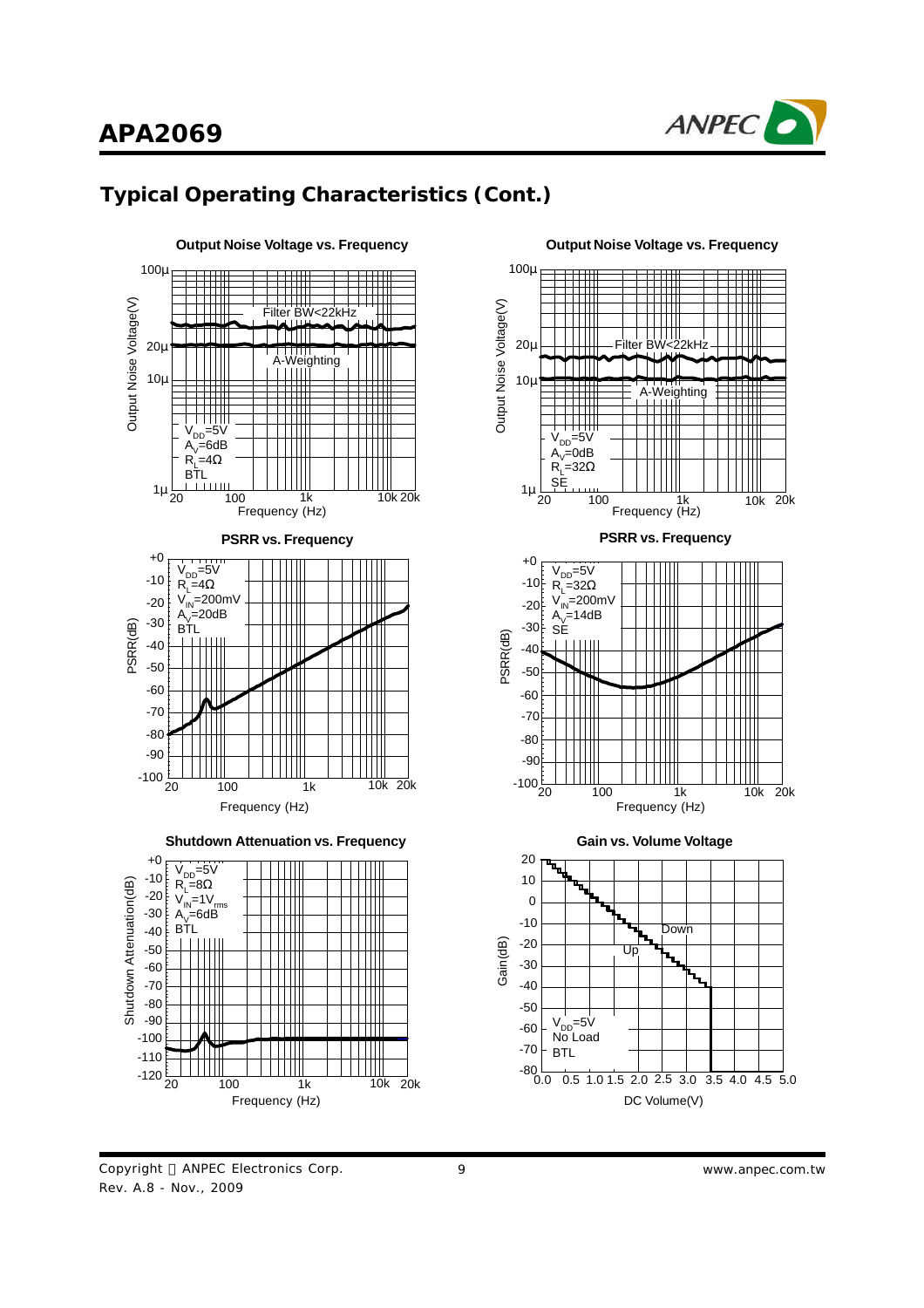## Typical Operating Characteristics (Cont.)

**Output Noise Voltage vs. Frequency**

Output Noise Voltage(V)

Filter BW<22kHz

A-Weighting

$V_{DD}$=5V
$A_V$=6dB
$R_L$=4Ω
BTL

Frequency (Hz)

**Output Noise Voltage vs. Frequency**

Output Noise Voltage(V)

Filter BW<22kHz

A-Weighting

$V_{DD}$=5V
$A_V$=0dB
$R_L$=32Ω
SE

Frequency (Hz)

**PSRR vs. Frequency**

PSRR(dB)

$V_{DD}$=5V
$R_L$=4Ω
$V_{IN}$=200mV
$A_V$=20dB
BTL

Frequency (Hz)

**PSRR vs. Frequency**

PSRR(dB)

$V_{DD}$=5V
$R_L$=32Ω
$V_{IN}$=200mV
$A_V$=14dB
SE

Frequency (Hz)

**Shutdown Attenuation vs. Frequency**

Shutdown Attenuation(dB)

$V_{DD}$=5V
$R_L$=8Ω
$V_{IN}$=1$V_{rms}$
$A_V$=6dB
BTL

Frequency (Hz)

**Gain vs. Volume Voltage**

Gain(dB)

Down

Up

$V_{DD}$=5V
No Load
BTL

DC Volume(V)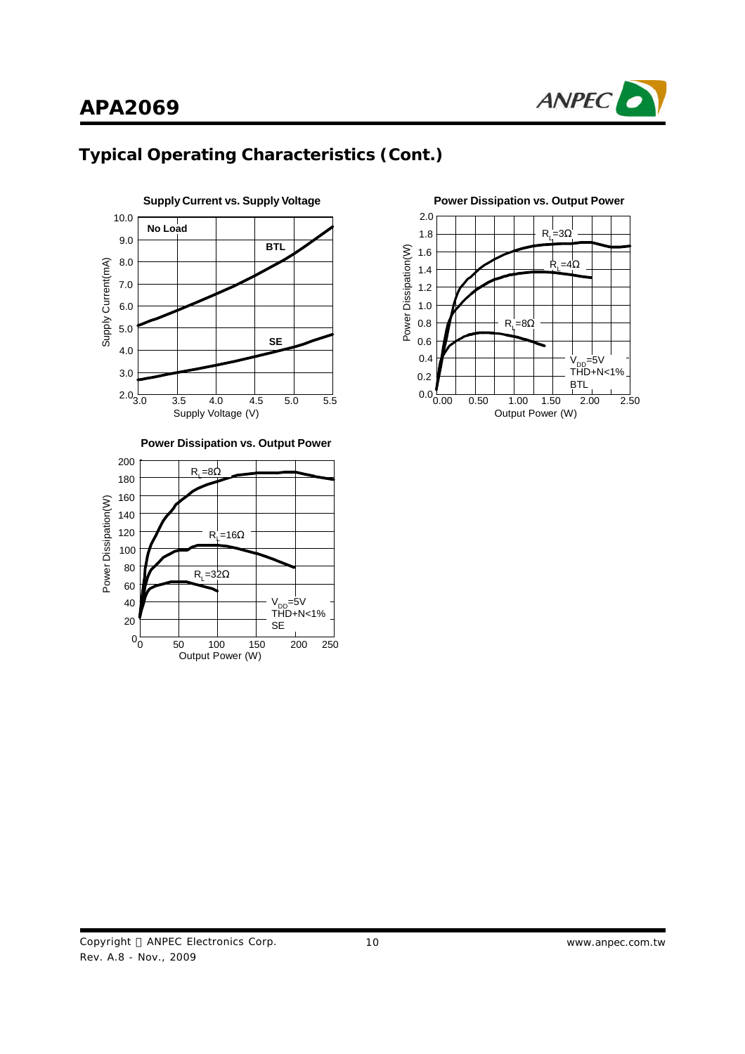## Typical Operating Characteristics (Cont.)

**Supply Current vs. Supply Voltage**

No Load

BTL

SE

Supply Current(mA)

Supply Voltage (V)

**Power Dissipation vs. Output Power**

$R_L$=3Ω

$R_L$=4Ω

$R_L$=8Ω

$V_{DD}$=5V
THD+N<1%
BTL

Power Dissipation(W)

Output Power (W)

**Power Dissipation vs. Output Power**

$R_L$=8Ω

$R_L$=16Ω

$R_L$=32Ω

$V_{DD}$=5V
THD+N<1%
SE

Power Dissipation(W)

Output Power (W)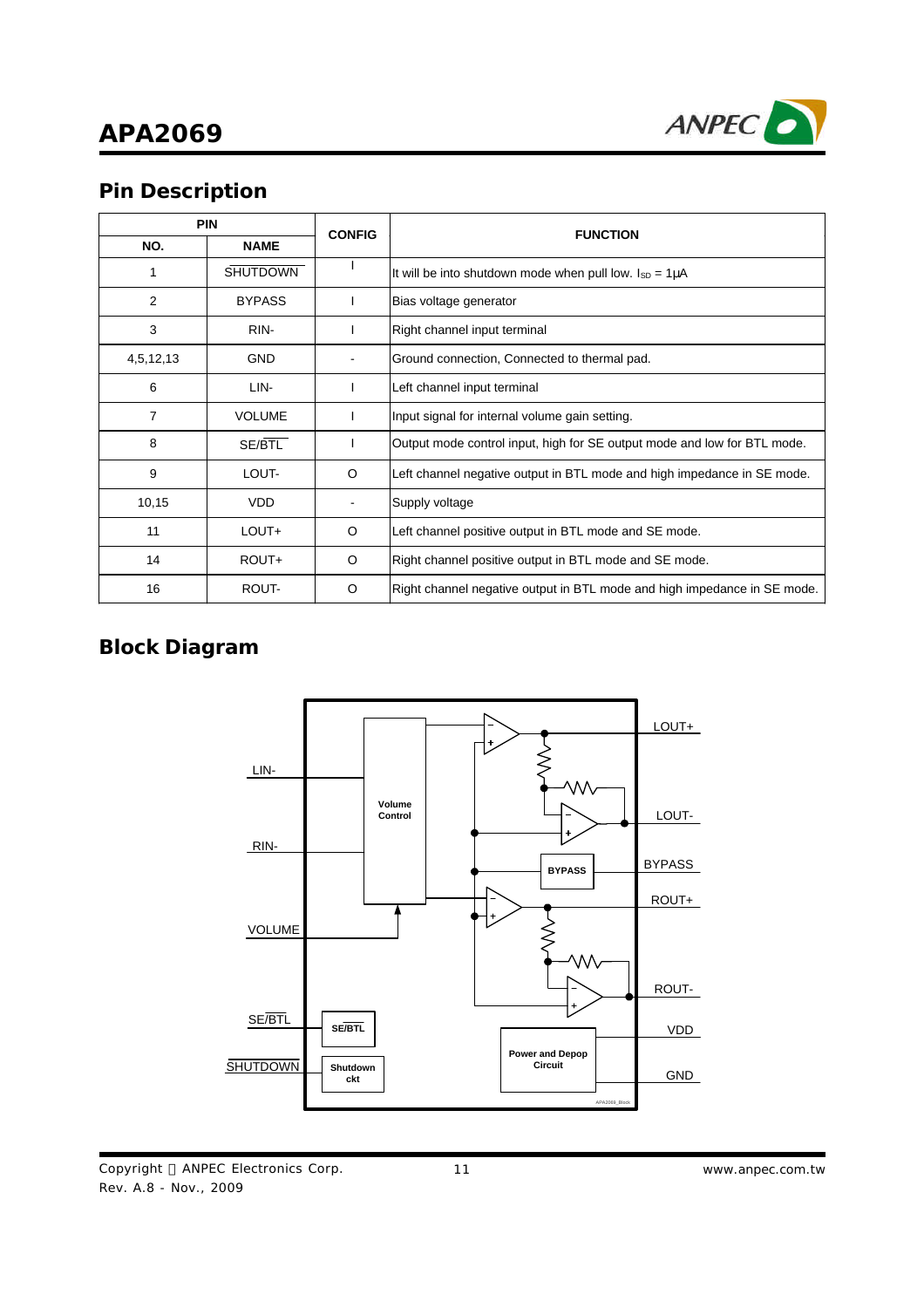## Pin Description

| PIN | | CONFIG | FUNCTION |
|---|---|---|---|
| NO. | NAME | | |
| 1 | SHUTDOWN | I | It will be into shutdown mode when pull low. $I_{SD}$ = 1μA |
| 2 | BYPASS | I | Bias voltage generator |
| 3 | RIN- | I | Right channel input terminal |
| 4,5,12,13 | GND | - | Ground connection, Connected to thermal pad. |
| 6 | LIN- | I | Left channel input terminal |
| 7 | VOLUME | I | Input signal for internal volume gain setting. |
| 8 | SE/BTL | I | Output mode control input, high for SE output mode and low for BTL mode. |
| 9 | LOUT- | O | Left channel negative output in BTL mode and high impedance in SE mode. |
| 10,15 | VDD | - | Supply voltage |
| 11 | LOUT+ | O | Left channel positive output in BTL mode and SE mode. |
| 14 | ROUT+ | O | Right channel positive output in BTL mode and SE mode. |
| 16 | ROUT- | O | Right channel negative output in BTL mode and high impedance in SE mode. |

## Block Diagram

LIN-, RIN-, VOLUME, SE/BTL, SHUTDOWN, Volume Control, BYPASS, SE/BTL, Shutdown ckt, Power and Depop Circuit, LOUT+, LOUT-, BYPASS, ROUT+, ROUT-, VDD, GND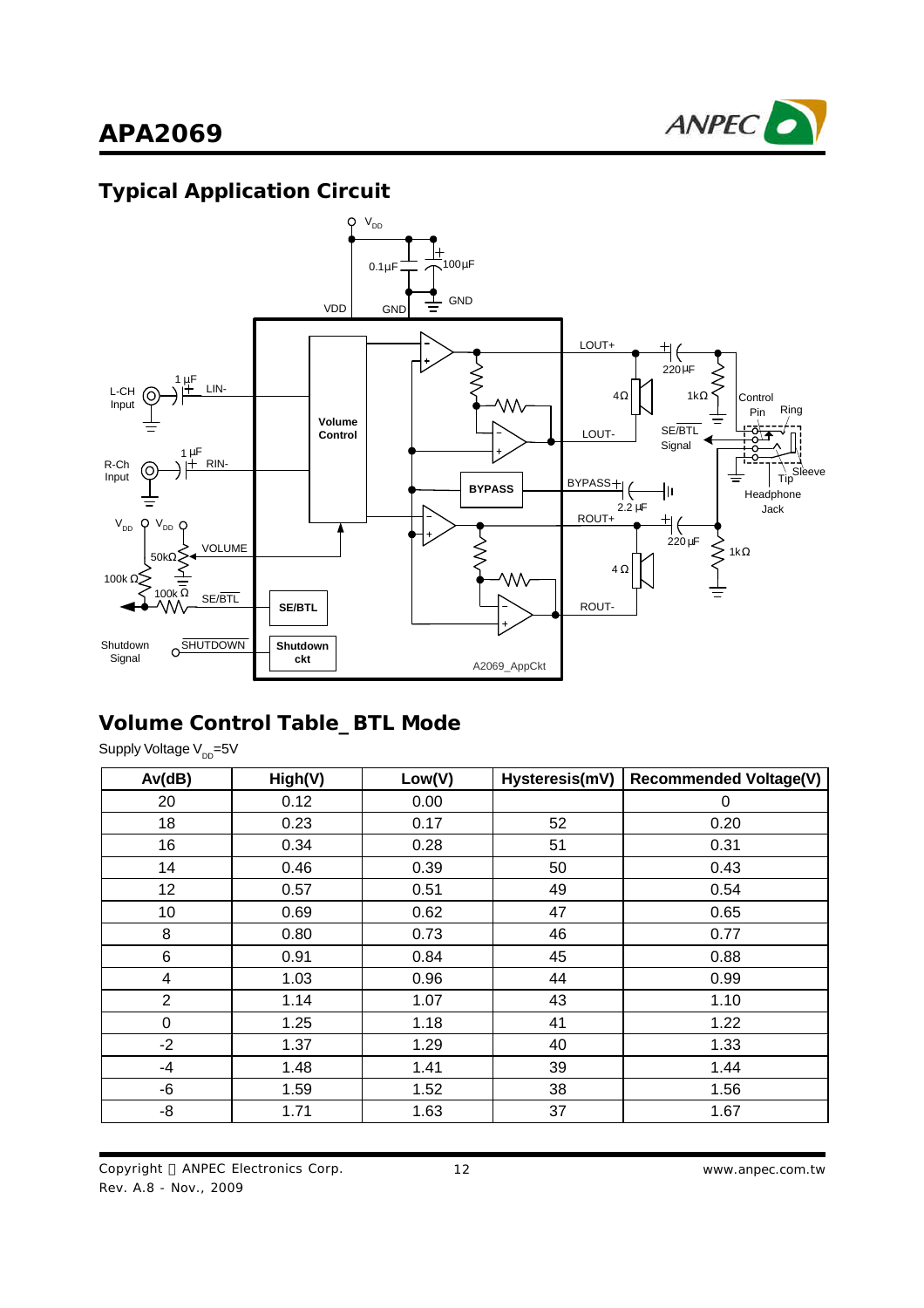## Typical Application Circuit

A2069_AppCkt

## Volume Control Table_ BTL Mode

Supply Voltage $V_{DD}$=5V

| Av(dB) | High(V) | Low(V) | Hysteresis(mV) | Recommended Voltage(V) |
|---|---|---|---|---|
| 20 | 0.12 | 0.00 | | 0 |
| 18 | 0.23 | 0.17 | 52 | 0.20 |
| 16 | 0.34 | 0.28 | 51 | 0.31 |
| 14 | 0.46 | 0.39 | 50 | 0.43 |
| 12 | 0.57 | 0.51 | 49 | 0.54 |
| 10 | 0.69 | 0.62 | 47 | 0.65 |
| 8 | 0.80 | 0.73 | 46 | 0.77 |
| 6 | 0.91 | 0.84 | 45 | 0.88 |
| 4 | 1.03 | 0.96 | 44 | 0.99 |
| 2 | 1.14 | 1.07 | 43 | 1.10 |
| 0 | 1.25 | 1.18 | 41 | 1.22 |
| -2 | 1.37 | 1.29 | 40 | 1.33 |
| -4 | 1.48 | 1.41 | 39 | 1.44 |
| -6 | 1.59 | 1.52 | 38 | 1.56 |
| -8 | 1.71 | 1.63 | 37 | 1.67 |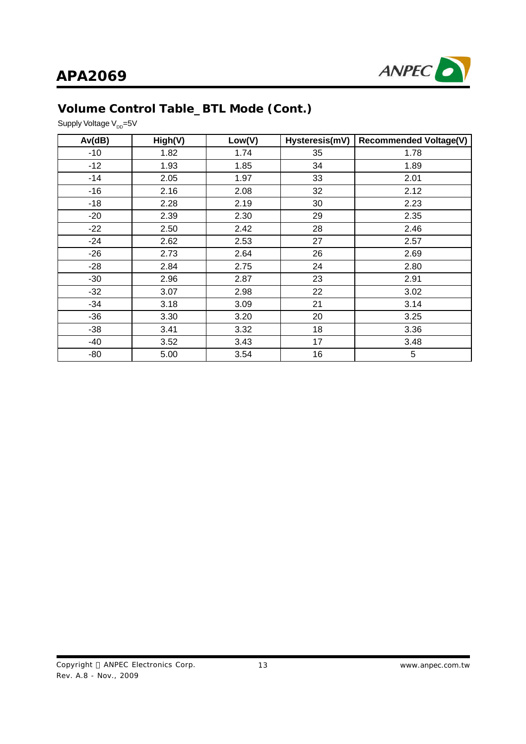## Volume Control Table_ BTL Mode (Cont.)

Supply Voltage $V_{DD}$=5V

| Av(dB) | High(V) | Low(V) | Hysteresis(mV) | Recommended Voltage(V) |
|---|---|---|---|---|
| -10 | 1.82 | 1.74 | 35 | 1.78 |
| -12 | 1.93 | 1.85 | 34 | 1.89 |
| -14 | 2.05 | 1.97 | 33 | 2.01 |
| -16 | 2.16 | 2.08 | 32 | 2.12 |
| -18 | 2.28 | 2.19 | 30 | 2.23 |
| -20 | 2.39 | 2.30 | 29 | 2.35 |
| -22 | 2.50 | 2.42 | 28 | 2.46 |
| -24 | 2.62 | 2.53 | 27 | 2.57 |
| -26 | 2.73 | 2.64 | 26 | 2.69 |
| -28 | 2.84 | 2.75 | 24 | 2.80 |
| -30 | 2.96 | 2.87 | 23 | 2.91 |
| -32 | 3.07 | 2.98 | 22 | 3.02 |
| -34 | 3.18 | 3.09 | 21 | 3.14 |
| -36 | 3.30 | 3.20 | 20 | 3.25 |
| -38 | 3.41 | 3.32 | 18 | 3.36 |
| -40 | 3.52 | 3.43 | 17 | 3.48 |
| -80 | 5.00 | 3.54 | 16 | 5 |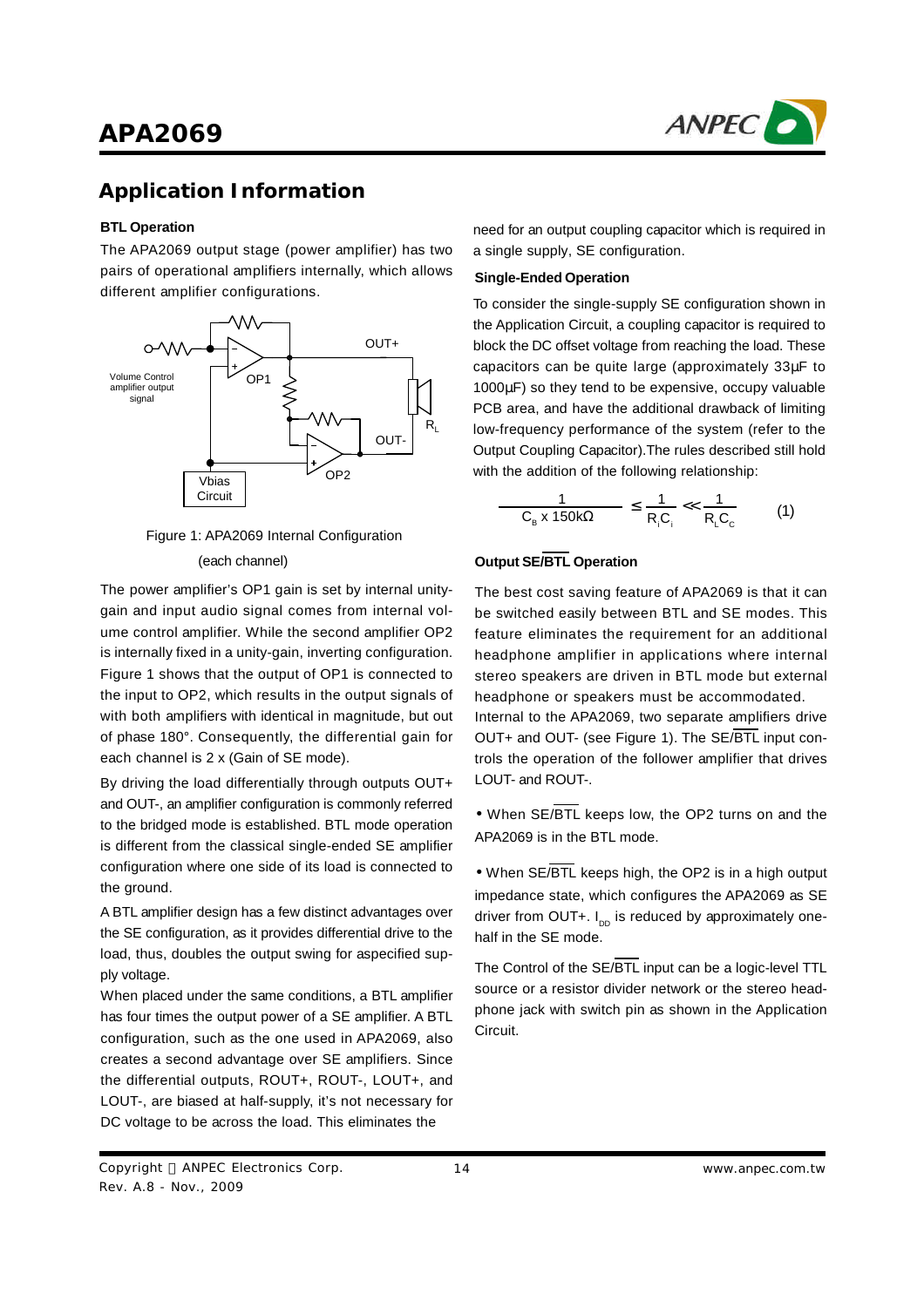## Application Information

### BTL Operation

The APA2069 output stage (power amplifier) has two pairs of operational amplifiers internally, which allows different amplifier configurations.

Figure 1: APA2069 Internal Configuration

(each channel)

The power amplifier's OP1 gain is set by internal unity-gain and input audio signal comes from internal volume control amplifier. While the second amplifier OP2 is internally fixed in a unity-gain, inverting configuration. Figure 1 shows that the output of OP1 is connected to the input to OP2, which results in the output signals of with both amplifiers with identical in magnitude, but out of phase 180°. Consequently, the differential gain for each channel is 2 x (Gain of SE mode).

By driving the load differentially through outputs OUT+ and OUT-, an amplifier configuration is commonly referred to the bridged mode is established. BTL mode operation is different from the classical single-ended SE amplifier configuration where one side of its load is connected to the ground.

A BTL amplifier design has a few distinct advantages over the SE configuration, as it provides differential drive to the load, thus, doubles the output swing for aspecified supply voltage.

When placed under the same conditions, a BTL amplifier has four times the output power of a SE amplifier. A BTL configuration, such as the one used in APA2069, also creates a second advantage over SE amplifiers. Since the differential outputs, ROUT+, ROUT-, LOUT+, and LOUT-, are biased at half-supply, it's not necessary for DC voltage to be across the load. This eliminates the need for an output coupling capacitor which is required in a single supply, SE configuration.

### Single-Ended Operation

To consider the single-supply SE configuration shown in the Application Circuit, a coupling capacitor is required to block the DC offset voltage from reaching the load. These capacitors can be quite large (approximately 33µF to 1000µF) so they tend to be expensive, occupy valuable PCB area, and have the additional drawback of limiting low-frequency performance of the system (refer to the Output Coupling Capacitor).The rules described still hold with the addition of the following relationship:

$$\frac{1}{C_B \times 150k\Omega} \leq \frac{1}{R_i C_i} \ll \frac{1}{R_L C_C} \qquad (1)$$

### Output SE/$\overline{\text{BTL}}$ Operation

The best cost saving feature of APA2069 is that it can be switched easily between BTL and SE modes. This feature eliminates the requirement for an additional headphone amplifier in applications where internal stereo speakers are driven in BTL mode but external headphone or speakers must be accommodated.

Internal to the APA2069, two separate amplifiers drive OUT+ and OUT- (see Figure 1). The SE/$\overline{\text{BTL}}$ input controls the operation of the follower amplifier that drives LOUT- and ROUT-.

- When SE/$\overline{\text{BTL}}$ keeps low, the OP2 turns on and the APA2069 is in the BTL mode.

- When SE/$\overline{\text{BTL}}$ keeps high, the OP2 is in a high output impedance state, which configures the APA2069 as SE driver from OUT+. $I_{DD}$ is reduced by approximately one-half in the SE mode.

The Control of the SE/$\overline{\text{BTL}}$ input can be a logic-level TTL source or a resistor divider network or the stereo headphone jack with switch pin as shown in the Application Circuit.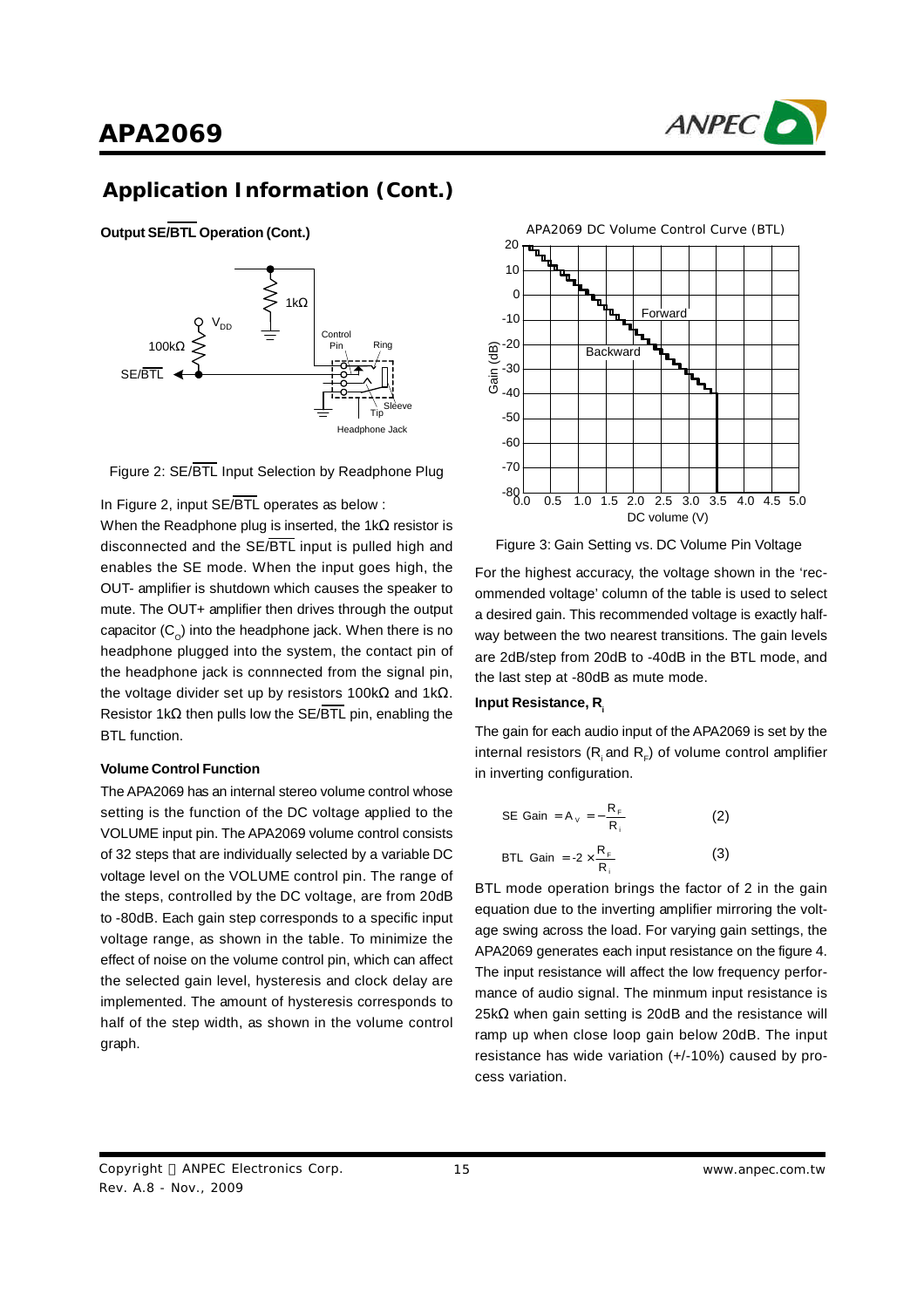## Application Information (Cont.)

**Output SE/$\overline{BTL}$ Operation (Cont.)**

Figure 2: SE/$\overline{BTL}$ Input Selection by Readphone Plug

In Figure 2, input SE/$\overline{BTL}$ operates as below :

When the Readphone plug is inserted, the 1kΩ resistor is disconnected and the SE/$\overline{BTL}$ input is pulled high and enables the SE mode. When the input goes high, the OUT- amplifier is shutdown which causes the speaker to mute. The OUT+ amplifier then drives through the output capacitor ($C_o$) into the headphone jack. When there is no headphone plugged into the system, the contact pin of the headphone jack is connnected from the signal pin, the voltage divider set up by resistors 100kΩ and 1kΩ. Resistor 1kΩ then pulls low the SE/$\overline{BTL}$ pin, enabling the BTL function.

**Volume Control Function**

The APA2069 has an internal stereo volume control whose setting is the function of the DC voltage applied to the VOLUME input pin. The APA2069 volume control consists of 32 steps that are individually selected by a variable DC voltage level on the VOLUME control pin. The range of the steps, controlled by the DC voltage, are from 20dB to -80dB. Each gain step corresponds to a specific input voltage range, as shown in the table. To minimize the effect of noise on the volume control pin, which can affect the selected gain level, hysteresis and clock delay are implemented. The amount of hysteresis corresponds to half of the step width, as shown in the volume control graph.

Figure 3: Gain Setting vs. DC Volume Pin Voltage

For the highest accuracy, the voltage shown in the 'recommended voltage' column of the table is used to select a desired gain. This recommended voltage is exactly halfway between the two nearest transitions. The gain levels are 2dB/step from 20dB to -40dB in the BTL mode, and the last step at -80dB as mute mode.

**Input Resistance, $R_i$**

The gain for each audio input of the APA2069 is set by the internal resistors ($R_i$ and $R_F$) of volume control amplifier in inverting configuration.

$$\text{SE Gain} = A_V = -\frac{R_F}{R_i} \qquad (2)$$

$$\text{BTL Gain} = -2 \times \frac{R_F}{R_i} \qquad (3)$$

BTL mode operation brings the factor of 2 in the gain equation due to the inverting amplifier mirroring the voltage swing across the load. For varying gain settings, the APA2069 generates each input resistance on the figure 4. The input resistance will affect the low frequency performance of audio signal. The minmum input resistance is 25kΩ when gain setting is 20dB and the resistance will ramp up when close loop gain below 20dB. The input resistance has wide variation (+/-10%) caused by process variation.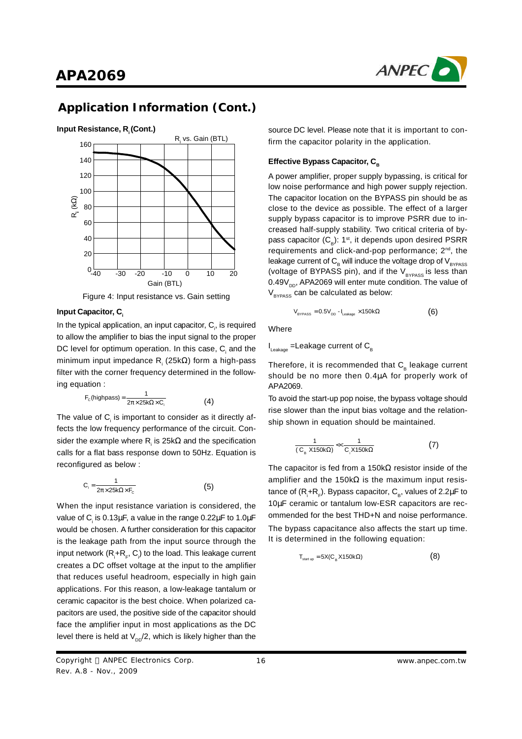## Application Information (Cont.)

### Input Resistance, $R_i$ (Cont.)

Figure 4: Input resistance vs. Gain setting

### Input Capacitor, $C_i$

In the typical application, an input capacitor, $C_i$, is required to allow the amplifier to bias the input signal to the proper DC level for optimum operation. In this case, $C_i$ and the minimum input impedance $R_i$ (25kΩ) form a high-pass filter with the corner frequency determined in the following equation :

$$F_C(\text{highpass}) = \frac{1}{2\pi \times 25k\Omega \times C_i} \qquad (4)$$

The value of $C_i$ is important to consider as it directly affects the low frequency performance of the circuit. Consider the example where $R_i$ is 25kΩ and the specification calls for a flat bass response down to 50Hz. Equation is reconfigured as below :

$$C_i = \frac{1}{2\pi \times 25k\Omega \times F_C} \qquad (5)$$

When the input resistance variation is considered, the value of $C_i$ is 0.13µF, a value in the range 0.22µF to 1.0µF would be chosen. A further consideration for this capacitor is the leakage path from the input source through the input network ($R_i$+$R_F$, $C_i$) to the load. This leakage current creates a DC offset voltage at the input to the amplifier that reduces useful headroom, especially in high gain applications. For this reason, a low-leakage tantalum or ceramic capacitor is the best choice. When polarized capacitors are used, the positive side of the capacitor should face the amplifier input in most applications as the DC level there is held at $V_{DD}/2$, which is likely higher than the source DC level. Please note that it is important to confirm the capacitor polarity in the application.

### Effective Bypass Capacitor, $C_B$

A power amplifier, proper supply bypassing, is critical for low noise performance and high power supply rejection. The capacitor location on the BYPASS pin should be as close to the device as possible. The effect of a larger supply bypass capacitor is to improve PSRR due to increased half-supply stability. Two critical criteria of bypass capacitor ($C_B$): 1st, it depends upon desired PSRR requirements and click-and-pop performance; 2nd, the leakage current of $C_B$ will induce the voltage drop of $V_{BYPASS}$ (voltage of BYPASS pin), and if the $V_{BYPASS}$ is less than $0.49V_{DD}$, APA2069 will enter mute condition. The value of $V_{BYPASS}$ can be calculated as below:

$$V_{BYPASS} = 0.5V_{DD} - I_{Leakage} \times 150k\Omega \qquad (6)$$

Where

$I_{Leakage}$ =Leakage current of $C_B$

Therefore, it is recommended that $C_B$ leakage current should be no more then 0.4µA for properly work of APA2069.

To avoid the start-up pop noise, the bypass voltage should rise slower than the input bias voltage and the relationship shown in equation should be maintained.

$$\frac{1}{(C_B \times 150k\Omega)} \ll \frac{1}{C_i \times 150k\Omega} \qquad (7)$$

The capacitor is fed from a 150kΩ resistor inside of the amplifier and the 150kΩ is the maximum input resistance of ($R_i$+$R_F$). Bypass capacitor, $C_B$, values of 2.2µF to 10µF ceramic or tantalum low-ESR capacitors are recommended for the best THD+N and noise performance.

The bypass capacitance also affects the start up time. It is determined in the following equation:

$$T_{start\ up} = 5 \times (C_B \times 150k\Omega) \qquad (8)$$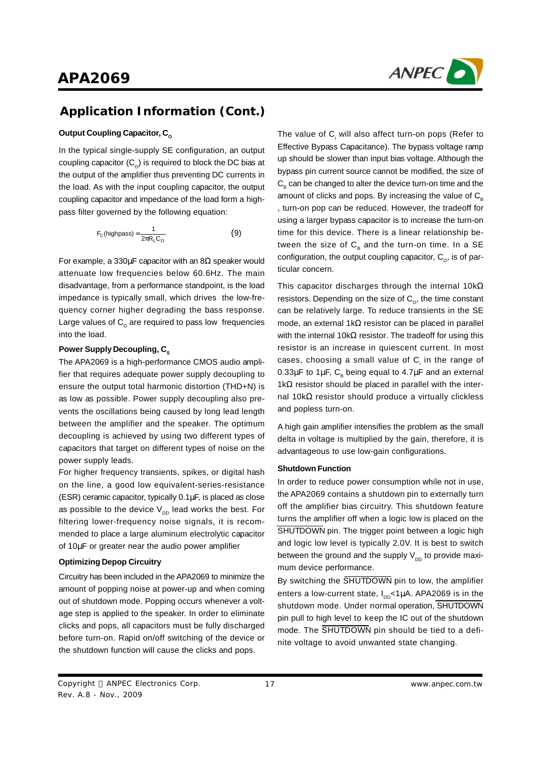## Application Information (Cont.)

### Output Coupling Capacitor, $C_o$

In the typical single-supply SE configuration, an output coupling capacitor ($C_o$) is required to block the DC bias at the output of the amplifier thus preventing DC currents in the load. As with the input coupling capacitor, the output coupling capacitor and impedance of the load form a high-pass filter governed by the following equation:

$$F_C(\text{highpass}) = \frac{1}{2\pi R_L C_O} \qquad (9)$$

For example, a 330µF capacitor with an 8Ω speaker would attenuate low frequencies below 60.6Hz. The main disadvantage, from a performance standpoint, is the load impedance is typically small, which drives the low-frequency corner higher degrading the bass response. Large values of $C_o$ are required to pass low frequencies into the load.

### Power Supply Decoupling, $C_s$

The APA2069 is a high-performance CMOS audio amplifier that requires adequate power supply decoupling to ensure the output total harmonic distortion (THD+N) is as low as possible. Power supply decoupling also prevents the oscillations being caused by long lead length between the amplifier and the speaker. The optimum decoupling is achieved by using two different types of capacitors that target on different types of noise on the power supply leads.

For higher frequency transients, spikes, or digital hash on the line, a good low equivalent-series-resistance (ESR) ceramic capacitor, typically 0.1µF, is placed as close as possible to the device $V_{DD}$ lead works the best. For filtering lower-frequency noise signals, it is recommended to place a large aluminum electrolytic capacitor of 10µF or greater near the audio power amplifier

### Optimizing Depop Circuitry

Circuitry has been included in the APA2069 to minimize the amount of popping noise at power-up and when coming out of shutdown mode. Popping occurs whenever a voltage step is applied to the speaker. In order to eliminate clicks and pops, all capacitors must be fully discharged before turn-on. Rapid on/off switching of the device or the shutdown function will cause the clicks and pops.

The value of $C_i$ will also affect turn-on pops (Refer to Effective Bypass Capacitance). The bypass voltage ramp up should be slower than input bias voltage. Although the bypass pin current source cannot be modified, the size of $C_B$ can be changed to alter the device turn-on time and the amount of clicks and pops. By increasing the value of $C_B$, turn-on pop can be reduced. However, the tradeoff for using a larger bypass capacitor is to increase the turn-on time for this device. There is a linear relationship between the size of $C_B$ and the turn-on time. In a SE configuration, the output coupling capacitor, $C_O$, is of particular concern.

This capacitor discharges through the internal 10kΩ resistors. Depending on the size of $C_O$, the time constant can be relatively large. To reduce transients in the SE mode, an external 1kΩ resistor can be placed in parallel with the internal 10kΩ resistor. The tradeoff for using this resistor is an increase in quiescent current. In most cases, choosing a small value of $C_i$ in the range of 0.33µF to 1µF, $C_B$ being equal to 4.7µF and an external 1kΩ resistor should be placed in parallel with the internal 10kΩ resistor should produce a virtually clickless and popless turn-on.

A high gain amplifier intensifies the problem as the small delta in voltage is multiplied by the gain, therefore, it is advantageous to use low-gain configurations.

### Shutdown Function

In order to reduce power consumption while not in use, the APA2069 contains a shutdown pin to externally turn off the amplifier bias circuitry. This shutdown feature turns the amplifier off when a logic low is placed on the $\overline{\text{SHUTDOWN}}$ pin. The trigger point between a logic high and logic low level is typically 2.0V. It is best to switch between the ground and the supply $V_{DD}$ to provide maximum device performance.

By switching the $\overline{\text{SHUTDOWN}}$ pin to low, the amplifier enters a low-current state, $I_{DD}$<1µA. APA2069 is in the shutdown mode. Under normal operation, $\overline{\text{SHUTDOWN}}$ pin pull to high level to keep the IC out of the shutdown mode. The $\overline{\text{SHUTDOWN}}$ pin should be tied to a definite voltage to avoid unwanted state changing.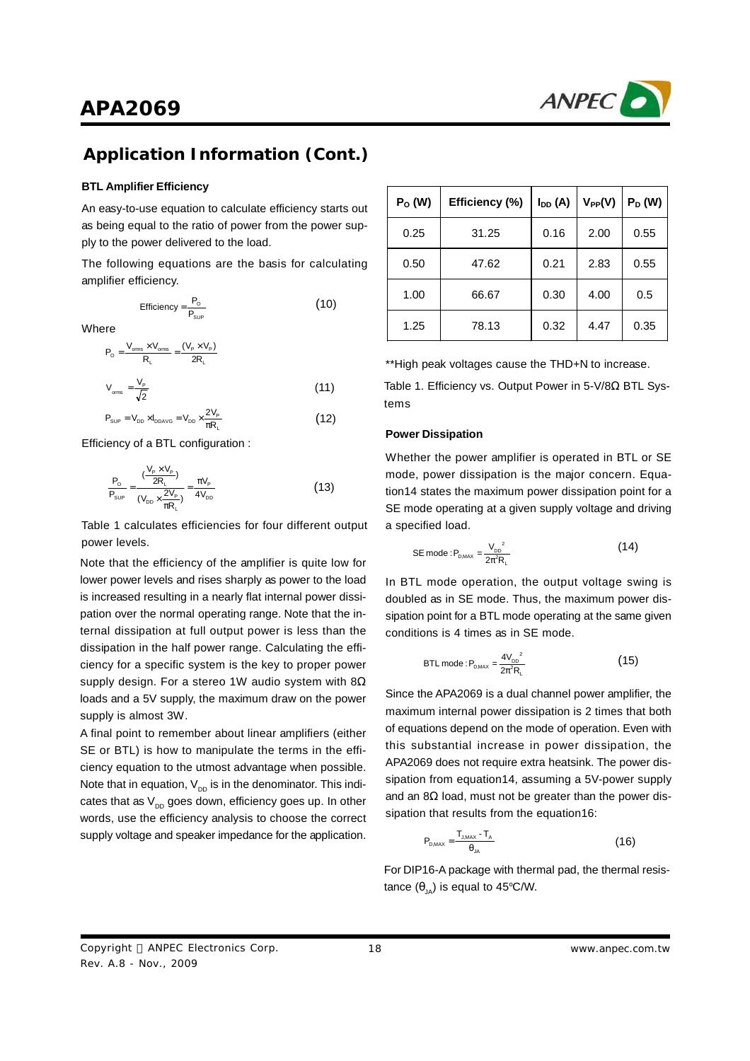## Application Information (Cont.)

### BTL Amplifier Efficiency

An easy-to-use equation to calculate efficiency starts out as being equal to the ratio of power from the power supply to the power delivered to the load.

The following equations are the basis for calculating amplifier efficiency.

$$\text{Efficiency} = \frac{P_O}{P_{SUP}} \qquad (10)$$

Where

$$P_O = \frac{V_{orms} \times V_{orms}}{R_L} = \frac{(V_P \times V_P)}{2R_L}$$

$$V_{orms} = \frac{V_P}{\sqrt{2}} \qquad (11)$$

$$P_{SUP} = V_{DD} \times I_{DDAVG} = V_{DD} \times \frac{2V_P}{\pi R_L} \qquad (12)$$

Efficiency of a BTL configuration :

$$\frac{P_O}{P_{SUP}} = \frac{\left(\frac{V_P \times V_P}{2R_L}\right)}{\left(V_{DD} \times \frac{2V_P}{\pi R_L}\right)} = \frac{\pi V_P}{4V_{DD}} \qquad (13)$$

Table 1 calculates efficiencies for four different output power levels.

Note that the efficiency of the amplifier is quite low for lower power levels and rises sharply as power to the load is increased resulting in a nearly flat internal power dissipation over the normal operating range. Note that the internal dissipation at full output power is less than the dissipation in the half power range. Calculating the efficiency for a specific system is the key to proper power supply design. For a stereo 1W audio system with 8Ω loads and a 5V supply, the maximum draw on the power supply is almost 3W.

A final point to remember about linear amplifiers (either SE or BTL) is how to manipulate the terms in the efficiency equation to the utmost advantage when possible. Note that in equation, $V_{DD}$ is in the denominator. This indicates that as $V_{DD}$ goes down, efficiency goes up. In other words, use the efficiency analysis to choose the correct supply voltage and speaker impedance for the application.

| $P_O$ (W) | Efficiency (%) | $I_{DD}$ (A) | $V_{PP}$(V) | $P_D$ (W) |
|---|---|---|---|---|
| 0.25 | 31.25 | 0.16 | 2.00 | 0.55 |
| 0.50 | 47.62 | 0.21 | 2.83 | 0.55 |
| 1.00 | 66.67 | 0.30 | 4.00 | 0.5 |
| 1.25 | 78.13 | 0.32 | 4.47 | 0.35 |

**High peak voltages cause the THD+N to increase.

Table 1. Efficiency vs. Output Power in 5-V/8Ω BTL Systems

### Power Dissipation

Whether the power amplifier is operated in BTL or SE mode, power dissipation is the major concern. Equation14 states the maximum power dissipation point for a SE mode operating at a given supply voltage and driving a specified load.

$$\text{SE mode} : P_{D,MAX} = \frac{V_{DD}^2}{2\pi^2 R_L} \qquad (14)$$

In BTL mode operation, the output voltage swing is doubled as in SE mode. Thus, the maximum power dissipation point for a BTL mode operating at the same given conditions is 4 times as in SE mode.

$$\text{BTL mode} : P_{D,MAX} = \frac{4V_{DD}^2}{2\pi^2 R_L} \qquad (15)$$

Since the APA2069 is a dual channel power amplifier, the maximum internal power dissipation is 2 times that both of equations depend on the mode of operation. Even with this substantial increase in power dissipation, the APA2069 does not require extra heatsink. The power dissipation from equation14, assuming a 5V-power supply and an 8Ω load, must not be greater than the power dissipation that results from the equation16:

$$P_{D,MAX} = \frac{T_{J,MAX} - T_A}{\theta_{JA}} \qquad (16)$$

For DIP16-A package with thermal pad, the thermal resistance ($\theta_{JA}$) is equal to 45ºC/W.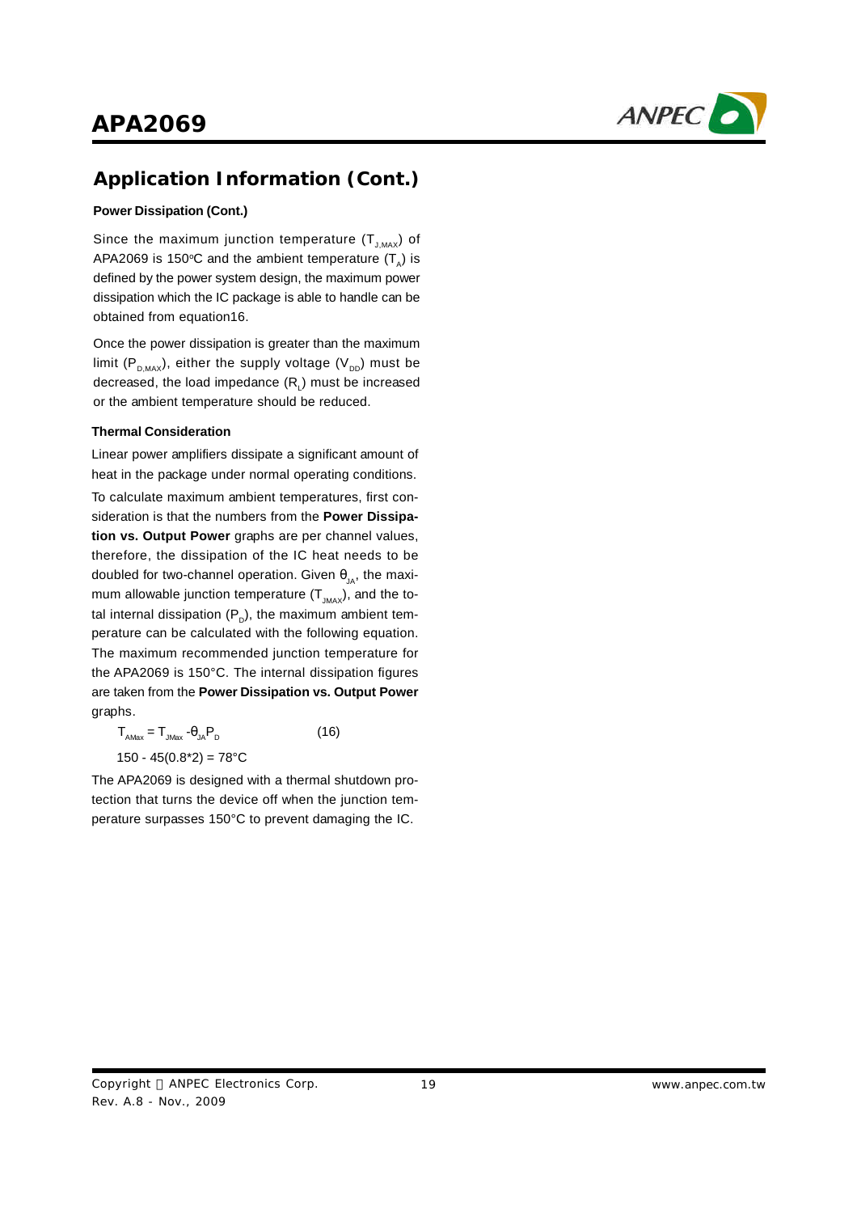## Application Information (Cont.)

**Power Dissipation (Cont.)**

Since the maximum junction temperature ($T_{J,MAX}$) of APA2069 is 150°C and the ambient temperature ($T_A$) is defined by the power system design, the maximum power dissipation which the IC package is able to handle can be obtained from equation16.

Once the power dissipation is greater than the maximum limit ($P_{D,MAX}$), either the supply voltage ($V_{DD}$) must be decreased, the load impedance ($R_L$) must be increased or the ambient temperature should be reduced.

**Thermal Consideration**

Linear power amplifiers dissipate a significant amount of heat in the package under normal operating conditions.

To calculate maximum ambient temperatures, first consideration is that the numbers from the **Power Dissipation vs. Output Power** graphs are per channel values, therefore, the dissipation of the IC heat needs to be doubled for two-channel operation. Given $\theta_{JA}$, the maximum allowable junction temperature ($T_{JMAX}$), and the total internal dissipation ($P_D$), the maximum ambient temperature can be calculated with the following equation. The maximum recommended junction temperature for the APA2069 is 150°C. The internal dissipation figures are taken from the **Power Dissipation vs. Output Power** graphs.

$$T_{AMax} = T_{JMax} - \theta_{JA} P_D \qquad (16)$$

150 - 45(0.8*2) = 78°C

The APA2069 is designed with a thermal shutdown protection that turns the device off when the junction temperature surpasses 150°C to prevent damaging the IC.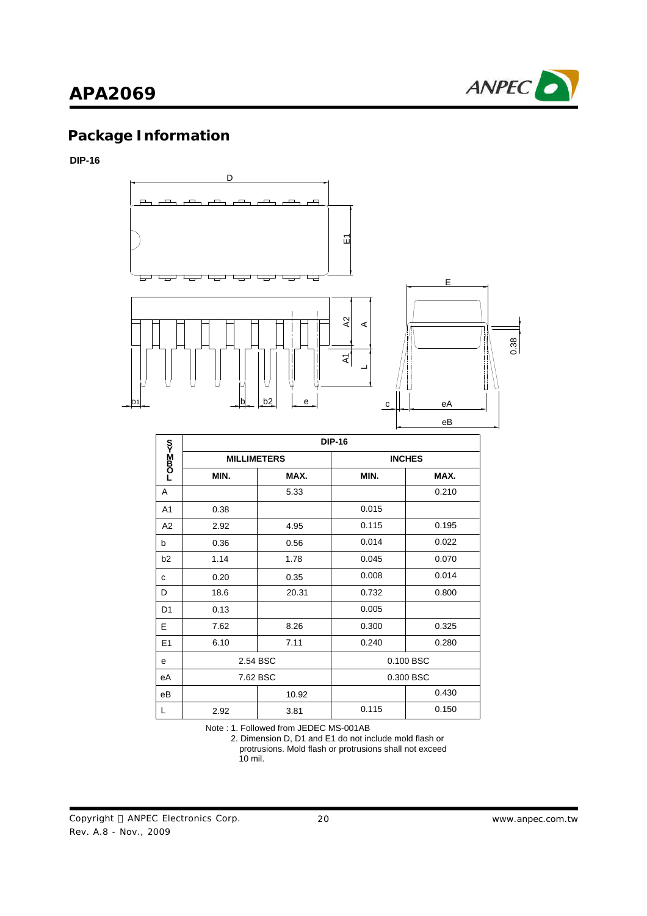## Package Information

**DIP-16**

| SYMBOL | DIP-16 | | | |
|---|---|---|---|---|
| | MILLIMETERS | | INCHES | |
| | MIN. | MAX. | MIN. | MAX. |
| A | | 5.33 | | 0.210 |
| A1 | 0.38 | | 0.015 | |
| A2 | 2.92 | 4.95 | 0.115 | 0.195 |
| b | 0.36 | 0.56 | 0.014 | 0.022 |
| b2 | 1.14 | 1.78 | 0.045 | 0.070 |
| c | 0.20 | 0.35 | 0.008 | 0.014 |
| D | 18.6 | 20.31 | 0.732 | 0.800 |
| D1 | 0.13 | | 0.005 | |
| E | 7.62 | 8.26 | 0.300 | 0.325 |
| E1 | 6.10 | 7.11 | 0.240 | 0.280 |
| e | 2.54 BSC | | 0.100 BSC | |
| eA | 7.62 BSC | | 0.300 BSC | |
| eB | | 10.92 | | 0.430 |
| L | 2.92 | 3.81 | 0.115 | 0.150 |

Note : 1. Followed from JEDEC MS-001AB
2. Dimension D, D1 and E1 do not include mold flash or protrusions. Mold flash or protrusions shall not exceed 10 mil.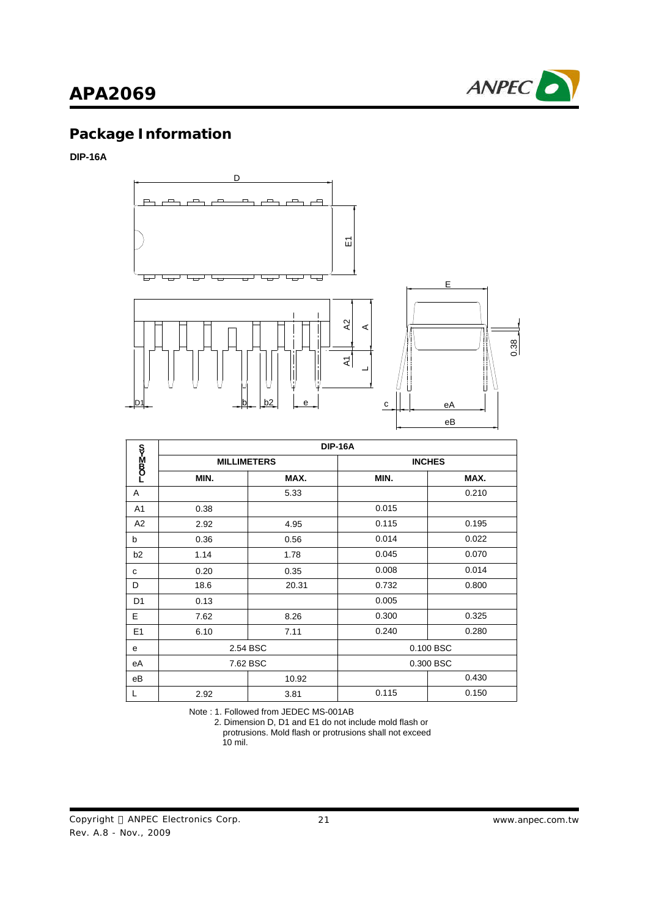## Package Information

**DIP-16A**

| SYMBOL | DIP-16A | | | |
|---|---|---|---|---|
| | MILLIMETERS | | INCHES | |
| | MIN. | MAX. | MIN. | MAX. |
| A | | 5.33 | | 0.210 |
| A1 | 0.38 | | 0.015 | |
| A2 | 2.92 | 4.95 | 0.115 | 0.195 |
| b | 0.36 | 0.56 | 0.014 | 0.022 |
| b2 | 1.14 | 1.78 | 0.045 | 0.070 |
| c | 0.20 | 0.35 | 0.008 | 0.014 |
| D | 18.6 | 20.31 | 0.732 | 0.800 |
| D1 | 0.13 | | 0.005 | |
| E | 7.62 | 8.26 | 0.300 | 0.325 |
| E1 | 6.10 | 7.11 | 0.240 | 0.280 |
| e | 2.54 BSC | | 0.100 BSC | |
| eA | 7.62 BSC | | 0.300 BSC | |
| eB | | 10.92 | | 0.430 |
| L | 2.92 | 3.81 | 0.115 | 0.150 |

Note : 1. Followed from JEDEC MS-001AB
2. Dimension D, D1 and E1 do not include mold flash or protrusions. Mold flash or protrusions shall not exceed 10 mil.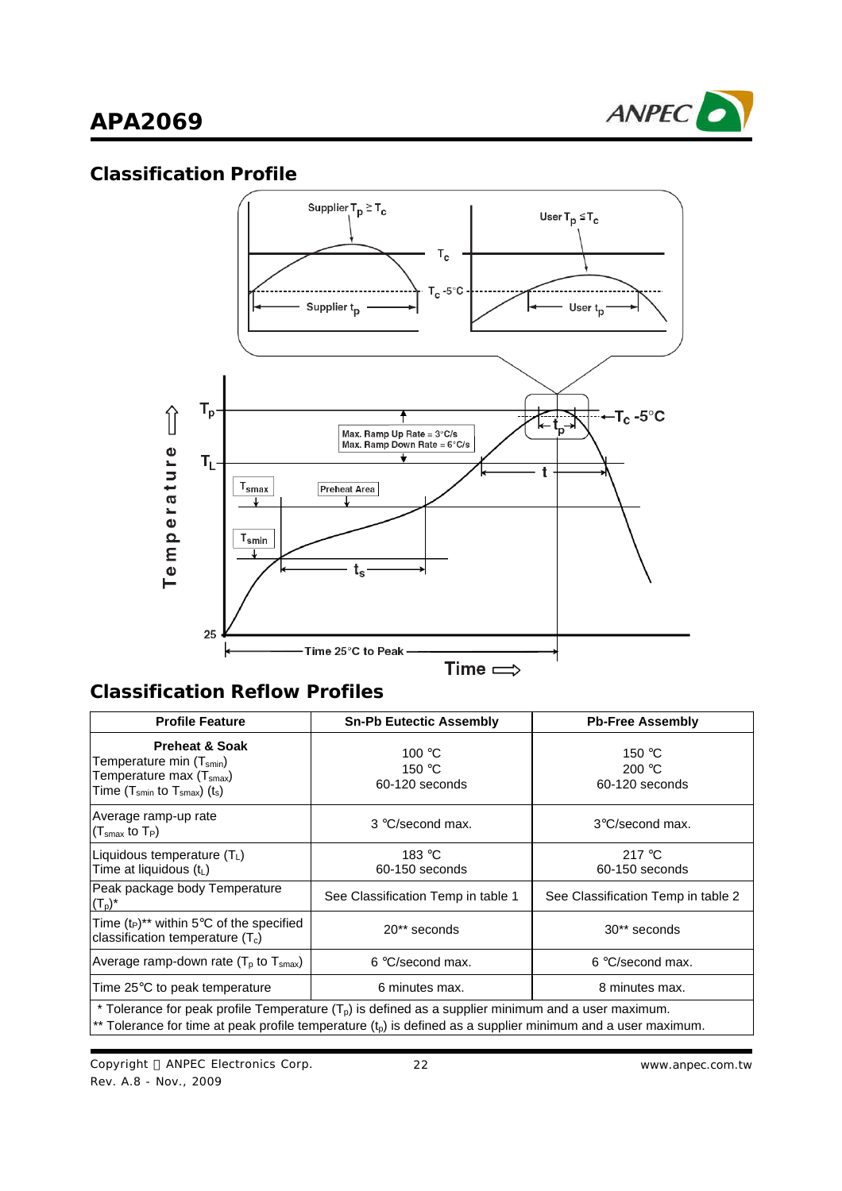## Classification Profile

## Classification Reflow Profiles

| Profile Feature | Sn-Pb Eutectic Assembly | Pb-Free Assembly |
|---|---|---|
| **Preheat & Soak**<br>Temperature min ($T_{smin}$)<br>Temperature max ($T_{smax}$)<br>Time ($T_{smin}$ to $T_{smax}$) ($t_s$) | 100 °C<br>150 °C<br>60-120 seconds | 150 °C<br>200 °C<br>60-120 seconds |
| Average ramp-up rate<br>($T_{smax}$ to $T_P$) | 3 °C/second max. | 3°C/second max. |
| Liquidous temperature ($T_L$)<br>Time at liquidous ($t_L$) | 183 °C<br>60-150 seconds | 217 °C<br>60-150 seconds |
| Peak package body Temperature ($T_p$)* | See Classification Temp in table 1 | See Classification Temp in table 2 |
| Time ($t_P$)** within 5°C of the specified classification temperature ($T_c$) | 20** seconds | 30** seconds |
| Average ramp-down rate ($T_p$ to $T_{smax}$) | 6 °C/second max. | 6 °C/second max. |
| Time 25°C to peak temperature | 6 minutes max. | 8 minutes max. |

\* Tolerance for peak profile Temperature ($T_p$) is defined as a supplier minimum and a user maximum.
\** Tolerance for time at peak profile temperature ($t_p$) is defined as a supplier minimum and a user maximum.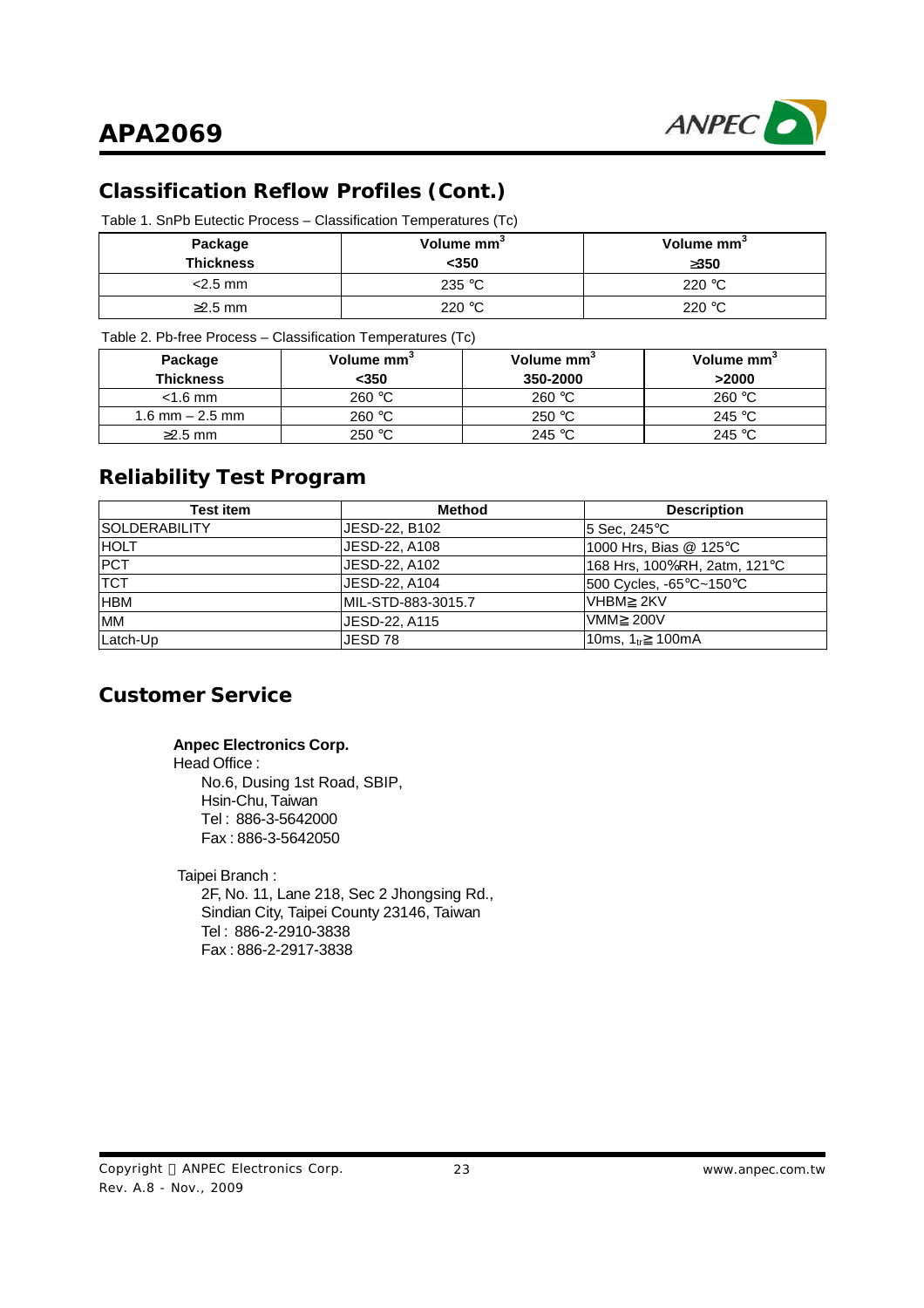## Classification Reflow Profiles (Cont.)

Table 1. SnPb Eutectic Process – Classification Temperatures (Tc)

| Package Thickness | Volume mm$^3$ <350 | Volume mm$^3$ ≥350 |
|---|---|---|
| <2.5 mm | 235 °C | 220 °C |
| ≥2.5 mm | 220 °C | 220 °C |

Table 2. Pb-free Process – Classification Temperatures (Tc)

| Package Thickness | Volume mm$^3$ <350 | Volume mm$^3$ 350-2000 | Volume mm$^3$ >2000 |
|---|---|---|---|
| <1.6 mm | 260 °C | 260 °C | 260 °C |
| 1.6 mm – 2.5 mm | 260 °C | 250 °C | 245 °C |
| ≥2.5 mm | 250 °C | 245 °C | 245 °C |

## Reliability Test Program

| Test item | Method | Description |
|---|---|---|
| SOLDERABILITY | JESD-22, B102 | 5 Sec, 245°C |
| HOLT | JESD-22, A108 | 1000 Hrs, Bias @ 125°C |
| PCT | JESD-22, A102 | 168 Hrs, 100%RH, 2atm, 121°C |
| TCT | JESD-22, A104 | 500 Cycles, -65°C~150°C |
| HBM | MIL-STD-883-3015.7 | VHBM≧2KV |
| MM | JESD-22, A115 | VMM≧200V |
| Latch-Up | JESD 78 | 10ms, $1_{tr}$≧100mA |

## Customer Service

**Anpec Electronics Corp.**

Head Office :

No.6, Dusing 1st Road, SBIP,
Hsin-Chu, Taiwan
Tel : 886-3-5642000
Fax : 886-3-5642050

Taipei Branch :

2F, No. 11, Lane 218, Sec 2 Jhongsing Rd.,
Sindian City, Taipei County 23146, Taiwan
Tel : 886-2-2910-3838
Fax : 886-2-2917-3838